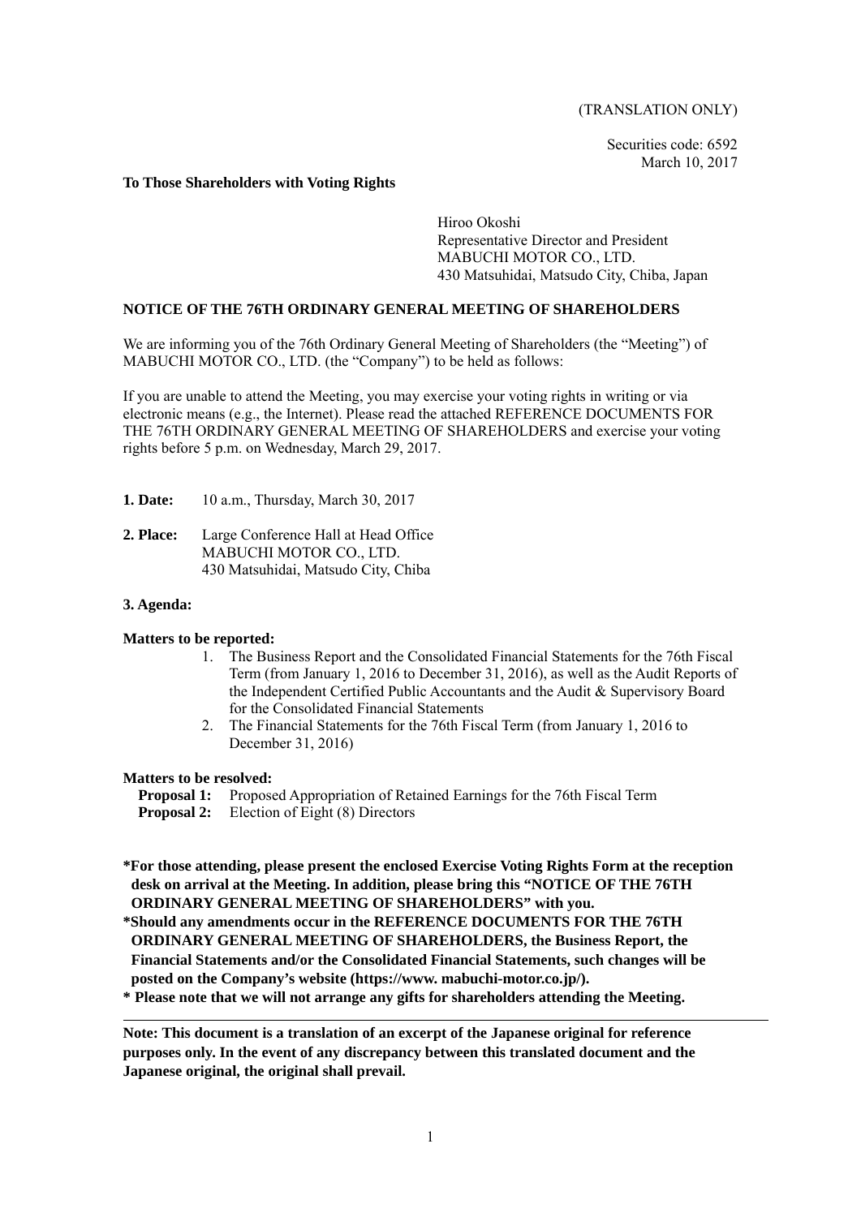(TRANSLATION ONLY)

Securities code: 6592
March 10, 2017

**To Those Shareholders with Voting Rights**

Hiroo Okoshi
Representative Director and President
MABUCHI MOTOR CO., LTD.
430 Matsuhidai, Matsudo City, Chiba, Japan

## NOTICE OF THE 76TH ORDINARY GENERAL MEETING OF SHAREHOLDERS

We are informing you of the 76th Ordinary General Meeting of Shareholders (the "Meeting") of MABUCHI MOTOR CO., LTD. (the "Company") to be held as follows:

If you are unable to attend the Meeting, you may exercise your voting rights in writing or via electronic means (e.g., the Internet). Please read the attached REFERENCE DOCUMENTS FOR THE 76TH ORDINARY GENERAL MEETING OF SHAREHOLDERS and exercise your voting rights before 5 p.m. on Wednesday, March 29, 2017.

**1. Date:** 10 a.m., Thursday, March 30, 2017

**2. Place:** Large Conference Hall at Head Office
MABUCHI MOTOR CO., LTD.
430 Matsuhidai, Matsudo City, Chiba

**3. Agenda:**

**Matters to be reported:**

1. The Business Report and the Consolidated Financial Statements for the 76th Fiscal Term (from January 1, 2016 to December 31, 2016), as well as the Audit Reports of the Independent Certified Public Accountants and the Audit & Supervisory Board for the Consolidated Financial Statements
2. The Financial Statements for the 76th Fiscal Term (from January 1, 2016 to December 31, 2016)

**Matters to be resolved:**

**Proposal 1:** Proposed Appropriation of Retained Earnings for the 76th Fiscal Term
**Proposal 2:** Election of Eight (8) Directors

**\*For those attending, please present the enclosed Exercise Voting Rights Form at the reception desk on arrival at the Meeting. In addition, please bring this "NOTICE OF THE 76TH ORDINARY GENERAL MEETING OF SHAREHOLDERS" with you.**

**\*Should any amendments occur in the REFERENCE DOCUMENTS FOR THE 76TH ORDINARY GENERAL MEETING OF SHAREHOLDERS, the Business Report, the Financial Statements and/or the Consolidated Financial Statements, such changes will be posted on the Company's website (https://www. mabuchi-motor.co.jp/).**

**\* Please note that we will not arrange any gifts for shareholders attending the Meeting.**

---

**Note: This document is a translation of an excerpt of the Japanese original for reference purposes only. In the event of any discrepancy between this translated document and the Japanese original, the original shall prevail.**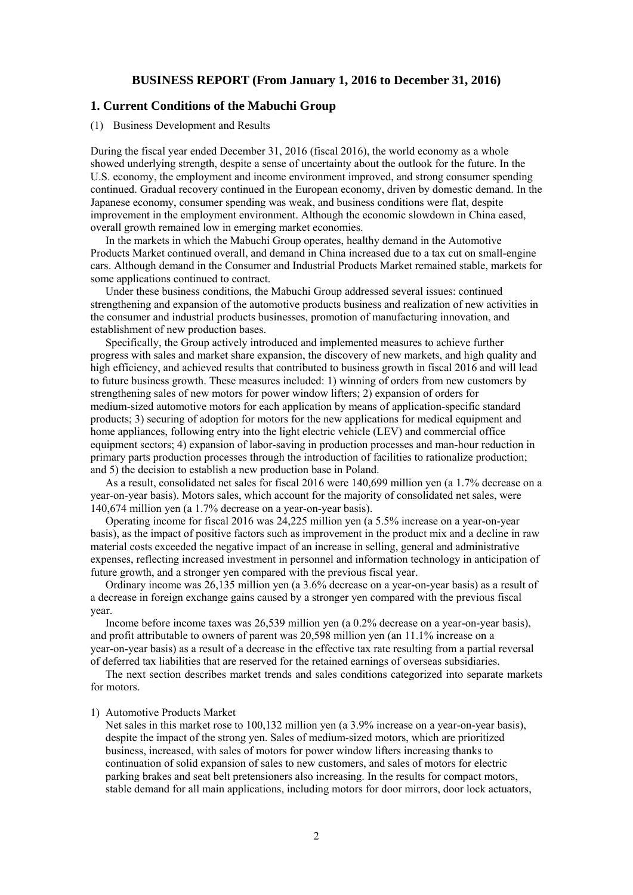# BUSINESS REPORT (From January 1, 2016 to December 31, 2016)

## 1. Current Conditions of the Mabuchi Group

(1) Business Development and Results

During the fiscal year ended December 31, 2016 (fiscal 2016), the world economy as a whole showed underlying strength, despite a sense of uncertainty about the outlook for the future. In the U.S. economy, the employment and income environment improved, and strong consumer spending continued. Gradual recovery continued in the European economy, driven by domestic demand. In the Japanese economy, consumer spending was weak, and business conditions were flat, despite improvement in the employment environment. Although the economic slowdown in China eased, overall growth remained low in emerging market economies.

In the markets in which the Mabuchi Group operates, healthy demand in the Automotive Products Market continued overall, and demand in China increased due to a tax cut on small-engine cars. Although demand in the Consumer and Industrial Products Market remained stable, markets for some applications continued to contract.

Under these business conditions, the Mabuchi Group addressed several issues: continued strengthening and expansion of the automotive products business and realization of new activities in the consumer and industrial products businesses, promotion of manufacturing innovation, and establishment of new production bases.

Specifically, the Group actively introduced and implemented measures to achieve further progress with sales and market share expansion, the discovery of new markets, and high quality and high efficiency, and achieved results that contributed to business growth in fiscal 2016 and will lead to future business growth. These measures included: 1) winning of orders from new customers by strengthening sales of new motors for power window lifters; 2) expansion of orders for medium-sized automotive motors for each application by means of application-specific standard products; 3) securing of adoption for motors for the new applications for medical equipment and home appliances, following entry into the light electric vehicle (LEV) and commercial office equipment sectors; 4) expansion of labor-saving in production processes and man-hour reduction in primary parts production processes through the introduction of facilities to rationalize production; and 5) the decision to establish a new production base in Poland.

As a result, consolidated net sales for fiscal 2016 were 140,699 million yen (a 1.7% decrease on a year-on-year basis). Motors sales, which account for the majority of consolidated net sales, were 140,674 million yen (a 1.7% decrease on a year-on-year basis).

Operating income for fiscal 2016 was 24,225 million yen (a 5.5% increase on a year-on-year basis), as the impact of positive factors such as improvement in the product mix and a decline in raw material costs exceeded the negative impact of an increase in selling, general and administrative expenses, reflecting increased investment in personnel and information technology in anticipation of future growth, and a stronger yen compared with the previous fiscal year.

Ordinary income was 26,135 million yen (a 3.6% decrease on a year-on-year basis) as a result of a decrease in foreign exchange gains caused by a stronger yen compared with the previous fiscal year.

Income before income taxes was 26,539 million yen (a 0.2% decrease on a year-on-year basis), and profit attributable to owners of parent was 20,598 million yen (an 11.1% increase on a year-on-year basis) as a result of a decrease in the effective tax rate resulting from a partial reversal of deferred tax liabilities that are reserved for the retained earnings of overseas subsidiaries.

The next section describes market trends and sales conditions categorized into separate markets for motors.

1) Automotive Products Market

Net sales in this market rose to 100,132 million yen (a 3.9% increase on a year-on-year basis), despite the impact of the strong yen. Sales of medium-sized motors, which are prioritized business, increased, with sales of motors for power window lifters increasing thanks to continuation of solid expansion of sales to new customers, and sales of motors for electric parking brakes and seat belt pretensioners also increasing. In the results for compact motors, stable demand for all main applications, including motors for door mirrors, door lock actuators,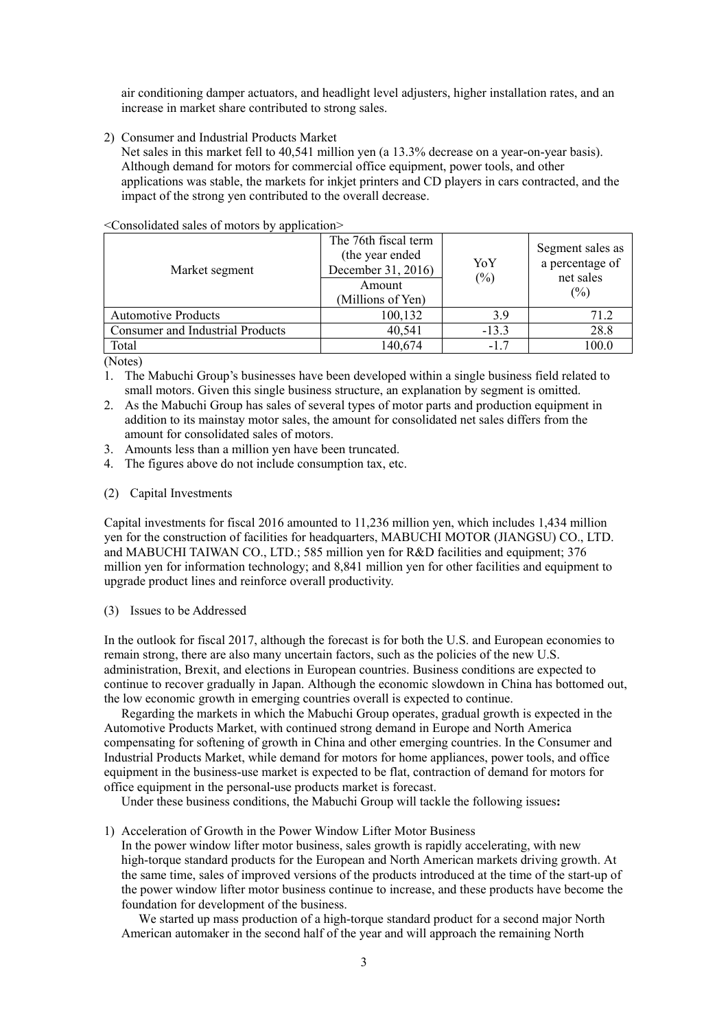air conditioning damper actuators, and headlight level adjusters, higher installation rates, and an increase in market share contributed to strong sales.

2) Consumer and Industrial Products Market

Net sales in this market fell to 40,541 million yen (a 13.3% decrease on a year-on-year basis). Although demand for motors for commercial office equipment, power tools, and other applications was stable, the markets for inkjet printers and CD players in cars contracted, and the impact of the strong yen contributed to the overall decrease.

<Consolidated sales of motors by application>

| Market segment | The 76th fiscal term (the year ended December 31, 2016) Amount (Millions of Yen) | YoY (%) | Segment sales as a percentage of net sales (%) |
|---|---|---|---|
| Automotive Products | 100,132 | 3.9 | 71.2 |
| Consumer and Industrial Products | 40,541 | -13.3 | 28.8 |
| Total | 140,674 | -1.7 | 100.0 |

(Notes)

1. The Mabuchi Group's businesses have been developed within a single business field related to small motors. Given this single business structure, an explanation by segment is omitted.
2. As the Mabuchi Group has sales of several types of motor parts and production equipment in addition to its mainstay motor sales, the amount for consolidated net sales differs from the amount for consolidated sales of motors.
3. Amounts less than a million yen have been truncated.
4. The figures above do not include consumption tax, etc.

(2) Capital Investments

Capital investments for fiscal 2016 amounted to 11,236 million yen, which includes 1,434 million yen for the construction of facilities for headquarters, MABUCHI MOTOR (JIANGSU) CO., LTD. and MABUCHI TAIWAN CO., LTD.; 585 million yen for R&D facilities and equipment; 376 million yen for information technology; and 8,841 million yen for other facilities and equipment to upgrade product lines and reinforce overall productivity.

(3) Issues to be Addressed

In the outlook for fiscal 2017, although the forecast is for both the U.S. and European economies to remain strong, there are also many uncertain factors, such as the policies of the new U.S. administration, Brexit, and elections in European countries. Business conditions are expected to continue to recover gradually in Japan. Although the economic slowdown in China has bottomed out, the low economic growth in emerging countries overall is expected to continue.

Regarding the markets in which the Mabuchi Group operates, gradual growth is expected in the Automotive Products Market, with continued strong demand in Europe and North America compensating for softening of growth in China and other emerging countries. In the Consumer and Industrial Products Market, while demand for motors for home appliances, power tools, and office equipment in the business-use market is expected to be flat, contraction of demand for motors for office equipment in the personal-use products market is forecast.

Under these business conditions, the Mabuchi Group will tackle the following issues**:**

1) Acceleration of Growth in the Power Window Lifter Motor Business

In the power window lifter motor business, sales growth is rapidly accelerating, with new high-torque standard products for the European and North American markets driving growth. At the same time, sales of improved versions of the products introduced at the time of the start-up of the power window lifter motor business continue to increase, and these products have become the foundation for development of the business.

We started up mass production of a high-torque standard product for a second major North American automaker in the second half of the year and will approach the remaining North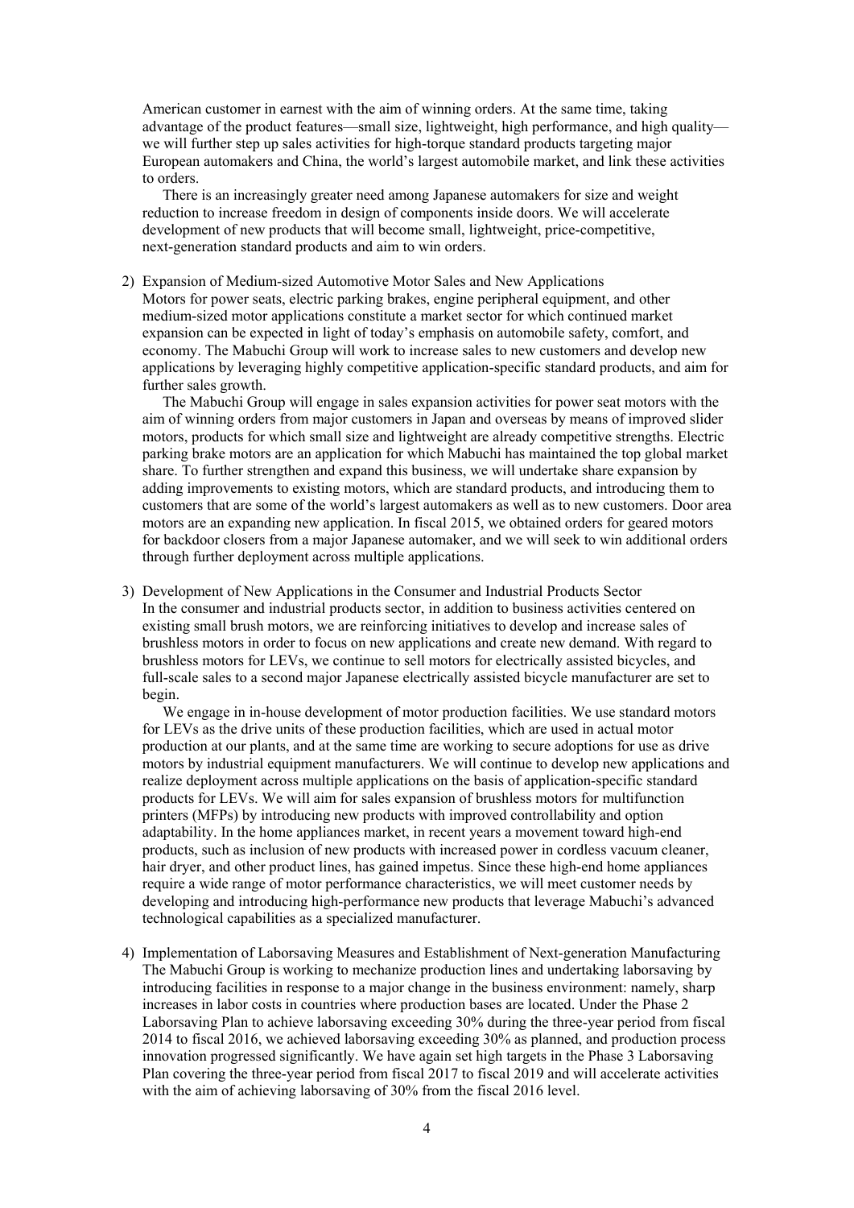American customer in earnest with the aim of winning orders. At the same time, taking advantage of the product features—small size, lightweight, high performance, and high quality—we will further step up sales activities for high-torque standard products targeting major European automakers and China, the world's largest automobile market, and link these activities to orders.

There is an increasingly greater need among Japanese automakers for size and weight reduction to increase freedom in design of components inside doors. We will accelerate development of new products that will become small, lightweight, price-competitive, next-generation standard products and aim to win orders.

2) Expansion of Medium-sized Automotive Motor Sales and New Applications

Motors for power seats, electric parking brakes, engine peripheral equipment, and other medium-sized motor applications constitute a market sector for which continued market expansion can be expected in light of today's emphasis on automobile safety, comfort, and economy. The Mabuchi Group will work to increase sales to new customers and develop new applications by leveraging highly competitive application-specific standard products, and aim for further sales growth.

The Mabuchi Group will engage in sales expansion activities for power seat motors with the aim of winning orders from major customers in Japan and overseas by means of improved slider motors, products for which small size and lightweight are already competitive strengths. Electric parking brake motors are an application for which Mabuchi has maintained the top global market share. To further strengthen and expand this business, we will undertake share expansion by adding improvements to existing motors, which are standard products, and introducing them to customers that are some of the world's largest automakers as well as to new customers. Door area motors are an expanding new application. In fiscal 2015, we obtained orders for geared motors for backdoor closers from a major Japanese automaker, and we will seek to win additional orders through further deployment across multiple applications.

3) Development of New Applications in the Consumer and Industrial Products Sector

In the consumer and industrial products sector, in addition to business activities centered on existing small brush motors, we are reinforcing initiatives to develop and increase sales of brushless motors in order to focus on new applications and create new demand. With regard to brushless motors for LEVs, we continue to sell motors for electrically assisted bicycles, and full-scale sales to a second major Japanese electrically assisted bicycle manufacturer are set to begin.

We engage in in-house development of motor production facilities. We use standard motors for LEVs as the drive units of these production facilities, which are used in actual motor production at our plants, and at the same time are working to secure adoptions for use as drive motors by industrial equipment manufacturers. We will continue to develop new applications and realize deployment across multiple applications on the basis of application-specific standard products for LEVs. We will aim for sales expansion of brushless motors for multifunction printers (MFPs) by introducing new products with improved controllability and option adaptability. In the home appliances market, in recent years a movement toward high-end products, such as inclusion of new products with increased power in cordless vacuum cleaner, hair dryer, and other product lines, has gained impetus. Since these high-end home appliances require a wide range of motor performance characteristics, we will meet customer needs by developing and introducing high-performance new products that leverage Mabuchi's advanced technological capabilities as a specialized manufacturer.

4) Implementation of Laborsaving Measures and Establishment of Next-generation Manufacturing

The Mabuchi Group is working to mechanize production lines and undertaking laborsaving by introducing facilities in response to a major change in the business environment: namely, sharp increases in labor costs in countries where production bases are located. Under the Phase 2 Laborsaving Plan to achieve laborsaving exceeding 30% during the three-year period from fiscal 2014 to fiscal 2016, we achieved laborsaving exceeding 30% as planned, and production process innovation progressed significantly. We have again set high targets in the Phase 3 Laborsaving Plan covering the three-year period from fiscal 2017 to fiscal 2019 and will accelerate activities with the aim of achieving laborsaving of 30% from the fiscal 2016 level.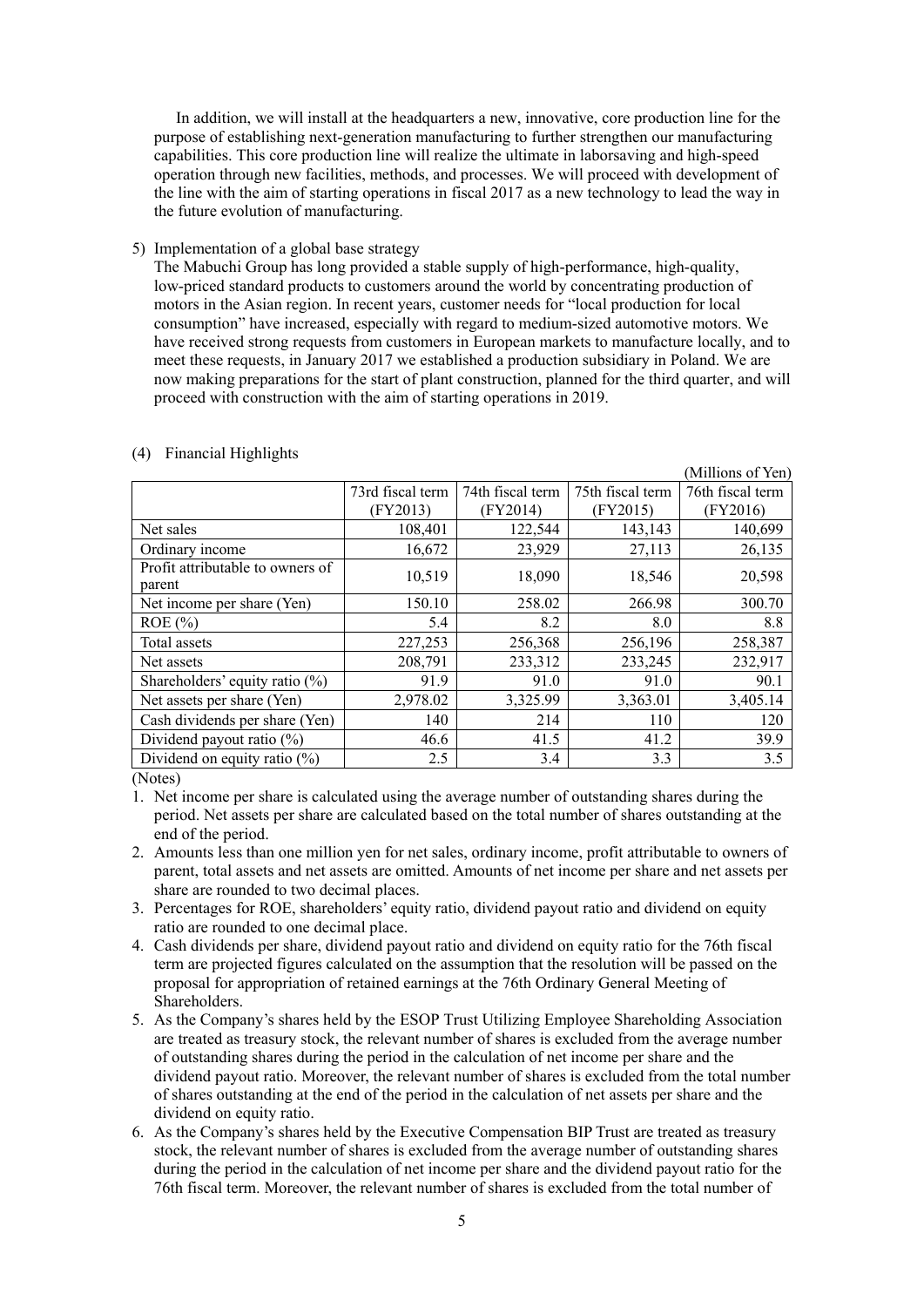In addition, we will install at the headquarters a new, innovative, core production line for the purpose of establishing next-generation manufacturing to further strengthen our manufacturing capabilities. This core production line will realize the ultimate in laborsaving and high-speed operation through new facilities, methods, and processes. We will proceed with development of the line with the aim of starting operations in fiscal 2017 as a new technology to lead the way in the future evolution of manufacturing.

5) Implementation of a global base strategy

The Mabuchi Group has long provided a stable supply of high-performance, high-quality, low-priced standard products to customers around the world by concentrating production of motors in the Asian region. In recent years, customer needs for "local production for local consumption" have increased, especially with regard to medium-sized automotive motors. We have received strong requests from customers in European markets to manufacture locally, and to meet these requests, in January 2017 we established a production subsidiary in Poland. We are now making preparations for the start of plant construction, planned for the third quarter, and will proceed with construction with the aim of starting operations in 2019.

(4) Financial Highlights

(Millions of Yen)

| | 73rd fiscal term (FY2013) | 74th fiscal term (FY2014) | 75th fiscal term (FY2015) | 76th fiscal term (FY2016) |
|---|---|---|---|---|
| Net sales | 108,401 | 122,544 | 143,143 | 140,699 |
| Ordinary income | 16,672 | 23,929 | 27,113 | 26,135 |
| Profit attributable to owners of parent | 10,519 | 18,090 | 18,546 | 20,598 |
| Net income per share (Yen) | 150.10 | 258.02 | 266.98 | 300.70 |
| ROE (%) | 5.4 | 8.2 | 8.0 | 8.8 |
| Total assets | 227,253 | 256,368 | 256,196 | 258,387 |
| Net assets | 208,791 | 233,312 | 233,245 | 232,917 |
| Shareholders' equity ratio (%) | 91.9 | 91.0 | 91.0 | 90.1 |
| Net assets per share (Yen) | 2,978.02 | 3,325.99 | 3,363.01 | 3,405.14 |
| Cash dividends per share (Yen) | 140 | 214 | 110 | 120 |
| Dividend payout ratio (%) | 46.6 | 41.5 | 41.2 | 39.9 |
| Dividend on equity ratio (%) | 2.5 | 3.4 | 3.3 | 3.5 |

(Notes)

1. Net income per share is calculated using the average number of outstanding shares during the period. Net assets per share are calculated based on the total number of shares outstanding at the end of the period.
2. Amounts less than one million yen for net sales, ordinary income, profit attributable to owners of parent, total assets and net assets are omitted. Amounts of net income per share and net assets per share are rounded to two decimal places.
3. Percentages for ROE, shareholders' equity ratio, dividend payout ratio and dividend on equity ratio are rounded to one decimal place.
4. Cash dividends per share, dividend payout ratio and dividend on equity ratio for the 76th fiscal term are projected figures calculated on the assumption that the resolution will be passed on the proposal for appropriation of retained earnings at the 76th Ordinary General Meeting of Shareholders.
5. As the Company's shares held by the ESOP Trust Utilizing Employee Shareholding Association are treated as treasury stock, the relevant number of shares is excluded from the average number of outstanding shares during the period in the calculation of net income per share and the dividend payout ratio. Moreover, the relevant number of shares is excluded from the total number of shares outstanding at the end of the period in the calculation of net assets per share and the dividend on equity ratio.
6. As the Company's shares held by the Executive Compensation BIP Trust are treated as treasury stock, the relevant number of shares is excluded from the average number of outstanding shares during the period in the calculation of net income per share and the dividend payout ratio for the 76th fiscal term. Moreover, the relevant number of shares is excluded from the total number of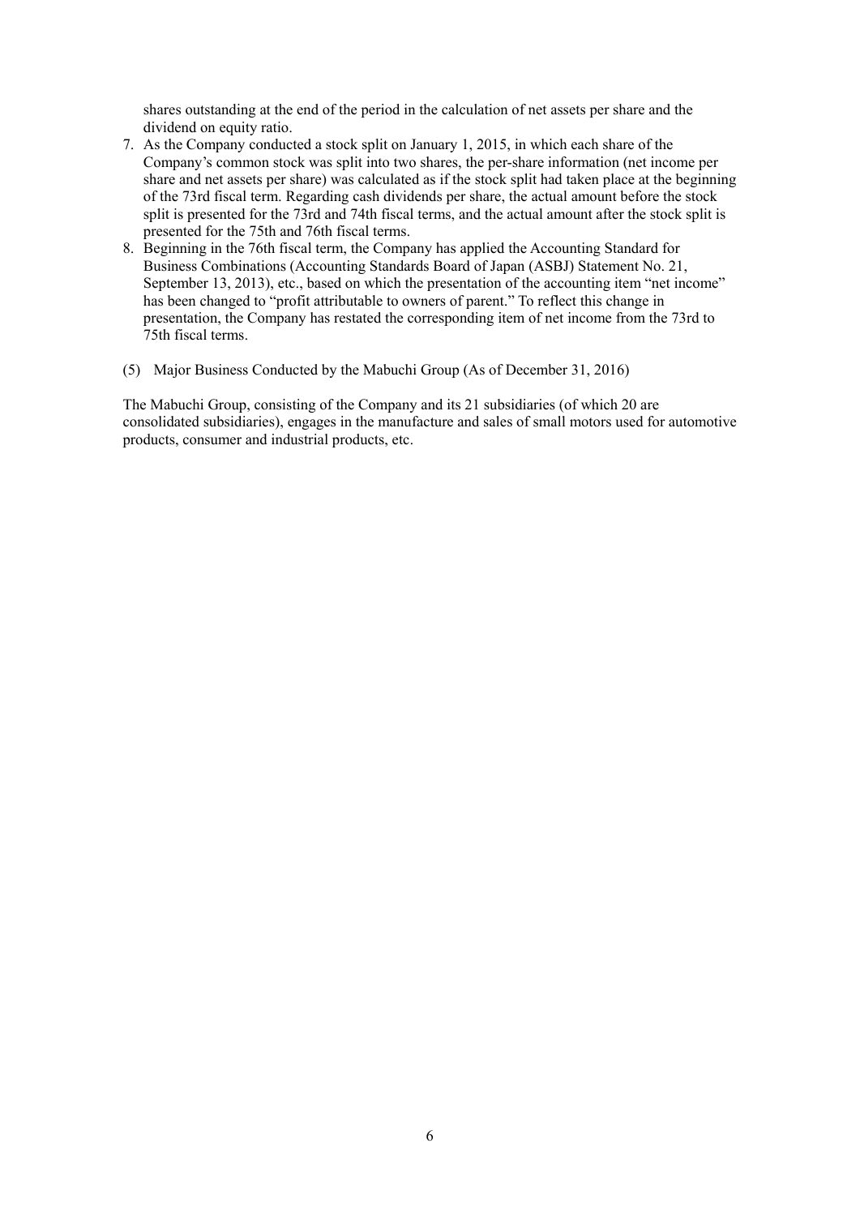shares outstanding at the end of the period in the calculation of net assets per share and the dividend on equity ratio.

7. As the Company conducted a stock split on January 1, 2015, in which each share of the Company's common stock was split into two shares, the per-share information (net income per share and net assets per share) was calculated as if the stock split had taken place at the beginning of the 73rd fiscal term. Regarding cash dividends per share, the actual amount before the stock split is presented for the 73rd and 74th fiscal terms, and the actual amount after the stock split is presented for the 75th and 76th fiscal terms.
8. Beginning in the 76th fiscal term, the Company has applied the Accounting Standard for Business Combinations (Accounting Standards Board of Japan (ASBJ) Statement No. 21, September 13, 2013), etc., based on which the presentation of the accounting item "net income" has been changed to "profit attributable to owners of parent." To reflect this change in presentation, the Company has restated the corresponding item of net income from the 73rd to 75th fiscal terms.

(5) Major Business Conducted by the Mabuchi Group (As of December 31, 2016)

The Mabuchi Group, consisting of the Company and its 21 subsidiaries (of which 20 are consolidated subsidiaries), engages in the manufacture and sales of small motors used for automotive products, consumer and industrial products, etc.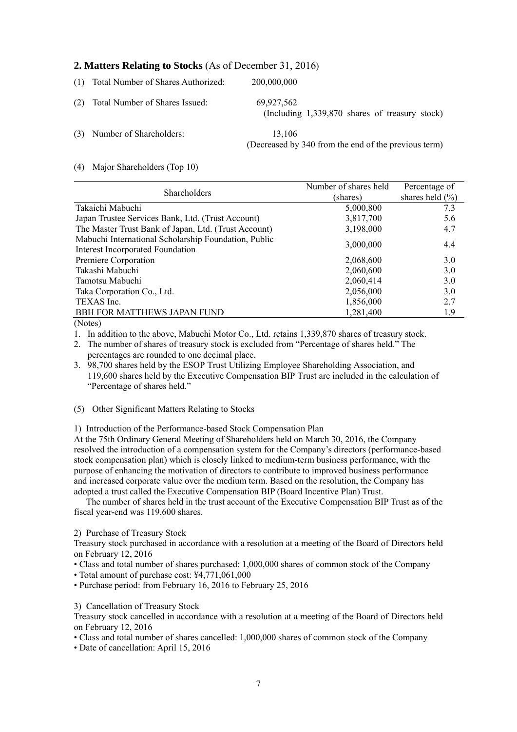## 2. Matters Relating to Stocks (As of December 31, 2016)

(1) Total Number of Shares Authorized: 200,000,000

(2) Total Number of Shares Issued: 69,927,562
(Including 1,339,870 shares of treasury stock)

(3) Number of Shareholders: 13,106
(Decreased by 340 from the end of the previous term)

(4) Major Shareholders (Top 10)

| Shareholders | Number of shares held (shares) | Percentage of shares held (%) |
|---|---|---|
| Takaichi Mabuchi | 5,000,800 | 7.3 |
| Japan Trustee Services Bank, Ltd. (Trust Account) | 3,817,700 | 5.6 |
| The Master Trust Bank of Japan, Ltd. (Trust Account) | 3,198,000 | 4.7 |
| Mabuchi International Scholarship Foundation, Public Interest Incorporated Foundation | 3,000,000 | 4.4 |
| Premiere Corporation | 2,068,600 | 3.0 |
| Takashi Mabuchi | 2,060,600 | 3.0 |
| Tamotsu Mabuchi | 2,060,414 | 3.0 |
| Taka Corporation Co., Ltd. | 2,056,000 | 3.0 |
| TEXAS Inc. | 1,856,000 | 2.7 |
| BBH FOR MATTHEWS JAPAN FUND | 1,281,400 | 1.9 |

(Notes)

1. In addition to the above, Mabuchi Motor Co., Ltd. retains 1,339,870 shares of treasury stock.
2. The number of shares of treasury stock is excluded from "Percentage of shares held." The percentages are rounded to one decimal place.
3. 98,700 shares held by the ESOP Trust Utilizing Employee Shareholding Association, and 119,600 shares held by the Executive Compensation BIP Trust are included in the calculation of "Percentage of shares held."

(5) Other Significant Matters Relating to Stocks

1) Introduction of the Performance-based Stock Compensation Plan

At the 75th Ordinary General Meeting of Shareholders held on March 30, 2016, the Company resolved the introduction of a compensation system for the Company's directors (performance-based stock compensation plan) which is closely linked to medium-term business performance, with the purpose of enhancing the motivation of directors to contribute to improved business performance and increased corporate value over the medium term. Based on the resolution, the Company has adopted a trust called the Executive Compensation BIP (Board Incentive Plan) Trust.

The number of shares held in the trust account of the Executive Compensation BIP Trust as of the fiscal year-end was 119,600 shares.

2) Purchase of Treasury Stock

Treasury stock purchased in accordance with a resolution at a meeting of the Board of Directors held on February 12, 2016

- Class and total number of shares purchased: 1,000,000 shares of common stock of the Company
- Total amount of purchase cost: ¥4,771,061,000
- Purchase period: from February 16, 2016 to February 25, 2016

3) Cancellation of Treasury Stock

Treasury stock cancelled in accordance with a resolution at a meeting of the Board of Directors held on February 12, 2016

- Class and total number of shares cancelled: 1,000,000 shares of common stock of the Company
- Date of cancellation: April 15, 2016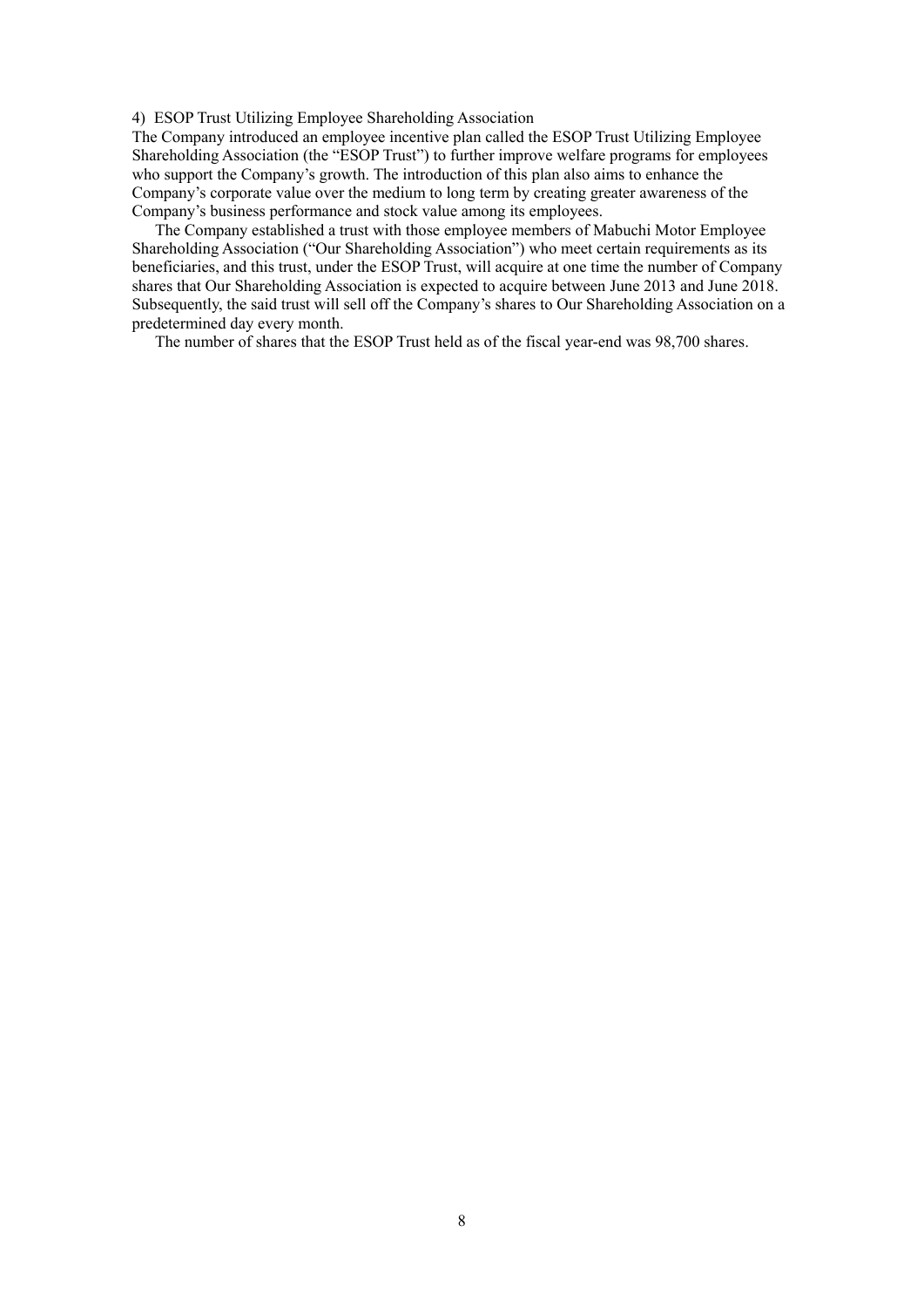4) ESOP Trust Utilizing Employee Shareholding Association

The Company introduced an employee incentive plan called the ESOP Trust Utilizing Employee Shareholding Association (the "ESOP Trust") to further improve welfare programs for employees who support the Company's growth. The introduction of this plan also aims to enhance the Company's corporate value over the medium to long term by creating greater awareness of the Company's business performance and stock value among its employees.

The Company established a trust with those employee members of Mabuchi Motor Employee Shareholding Association ("Our Shareholding Association") who meet certain requirements as its beneficiaries, and this trust, under the ESOP Trust, will acquire at one time the number of Company shares that Our Shareholding Association is expected to acquire between June 2013 and June 2018. Subsequently, the said trust will sell off the Company's shares to Our Shareholding Association on a predetermined day every month.

The number of shares that the ESOP Trust held as of the fiscal year-end was 98,700 shares.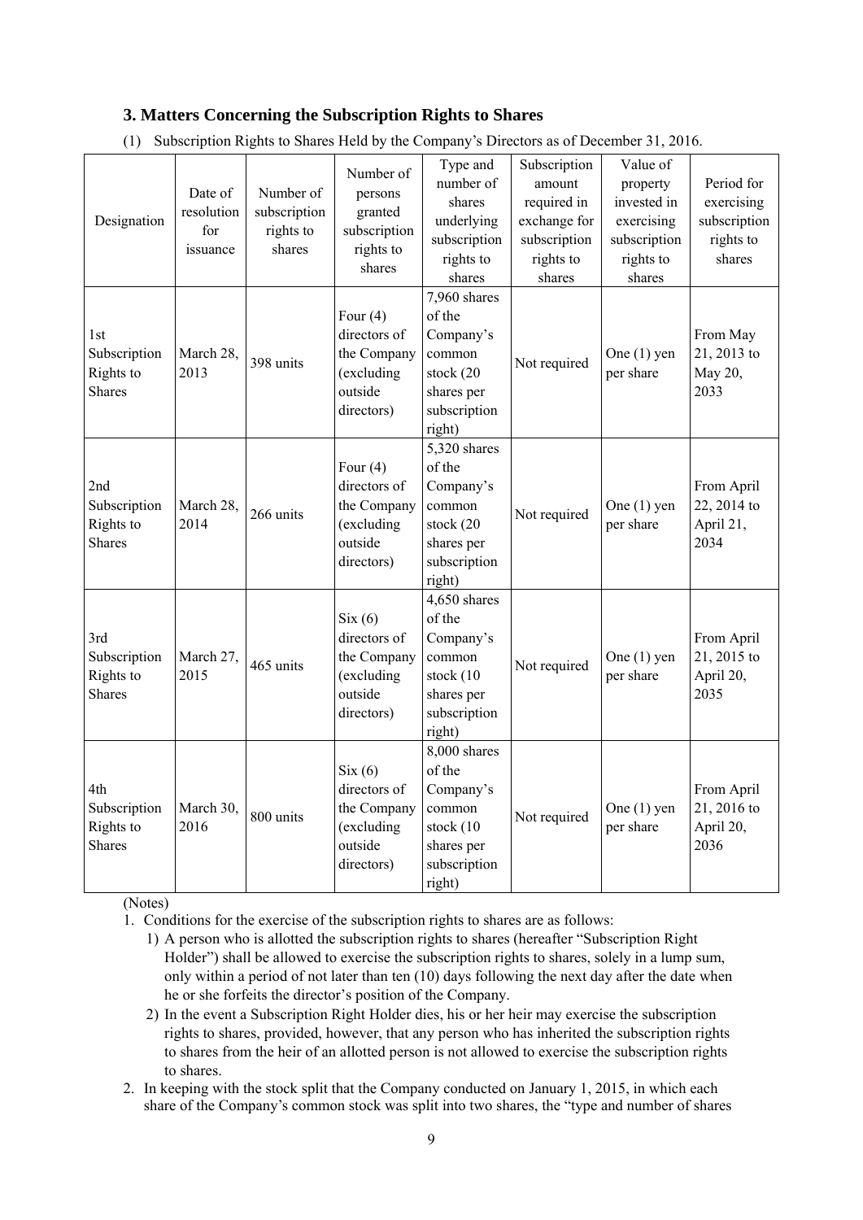### 3. Matters Concerning the Subscription Rights to Shares

(1) Subscription Rights to Shares Held by the Company's Directors as of December 31, 2016.

| Designation | Date of resolution for issuance | Number of subscription rights to shares | Number of persons granted subscription rights to shares | Type and number of shares underlying subscription rights to shares | Subscription amount required in exchange for subscription rights to shares | Value of property invested in exercising subscription rights to shares | Period for exercising subscription rights to shares |
|---|---|---|---|---|---|---|---|
| 1st Subscription Rights to Shares | March 28, 2013 | 398 units | Four (4) directors of the Company (excluding outside directors) | 7,960 shares of the Company's common stock (20 shares per subscription right) | Not required | One (1) yen per share | From May 21, 2013 to May 20, 2033 |
| 2nd Subscription Rights to Shares | March 28, 2014 | 266 units | Four (4) directors of the Company (excluding outside directors) | 5,320 shares of the Company's common stock (20 shares per subscription right) | Not required | One (1) yen per share | From April 22, 2014 to April 21, 2034 |
| 3rd Subscription Rights to Shares | March 27, 2015 | 465 units | Six (6) directors of the Company (excluding outside directors) | 4,650 shares of the Company's common stock (10 shares per subscription right) | Not required | One (1) yen per share | From April 21, 2015 to April 20, 2035 |
| 4th Subscription Rights to Shares | March 30, 2016 | 800 units | Six (6) directors of the Company (excluding outside directors) | 8,000 shares of the Company's common stock (10 shares per subscription right) | Not required | One (1) yen per share | From April 21, 2016 to April 20, 2036 |

(Notes)

1. Conditions for the exercise of the subscription rights to shares are as follows:
   1) A person who is allotted the subscription rights to shares (hereafter "Subscription Right Holder") shall be allowed to exercise the subscription rights to shares, solely in a lump sum, only within a period of not later than ten (10) days following the next day after the date when he or she forfeits the director's position of the Company.
   2) In the event a Subscription Right Holder dies, his or her heir may exercise the subscription rights to shares, provided, however, that any person who has inherited the subscription rights to shares from the heir of an allotted person is not allowed to exercise the subscription rights to shares.
2. In keeping with the stock split that the Company conducted on January 1, 2015, in which each share of the Company's common stock was split into two shares, the "type and number of shares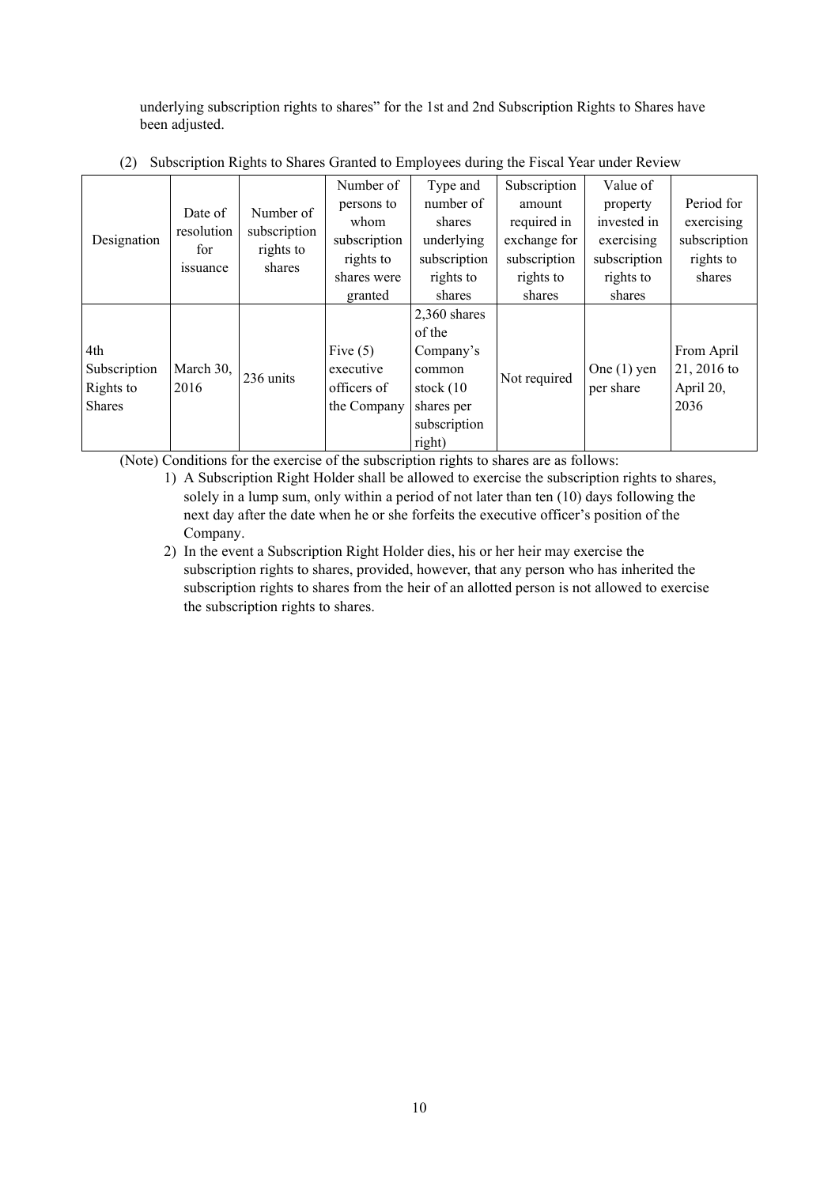underlying subscription rights to shares" for the 1st and 2nd Subscription Rights to Shares have been adjusted.

(2) Subscription Rights to Shares Granted to Employees during the Fiscal Year under Review

| Designation | Date of resolution for issuance | Number of subscription rights to shares | Number of persons to whom subscription rights to shares were granted | Type and number of shares underlying subscription rights to shares | Subscription amount required in exchange for subscription rights to shares | Value of property invested in exercising subscription rights to shares | Period for exercising subscription rights to shares |
|---|---|---|---|---|---|---|---|
| 4th Subscription Rights to Shares | March 30, 2016 | 236 units | Five (5) executive officers of the Company | 2,360 shares of the Company's common stock (10 shares per subscription right) | Not required | One (1) yen per share | From April 21, 2016 to April 20, 2036 |

(Note) Conditions for the exercise of the subscription rights to shares are as follows:

1) A Subscription Right Holder shall be allowed to exercise the subscription rights to shares, solely in a lump sum, only within a period of not later than ten (10) days following the next day after the date when he or she forfeits the executive officer's position of the Company.
2) In the event a Subscription Right Holder dies, his or her heir may exercise the subscription rights to shares, provided, however, that any person who has inherited the subscription rights to shares from the heir of an allotted person is not allowed to exercise the subscription rights to shares.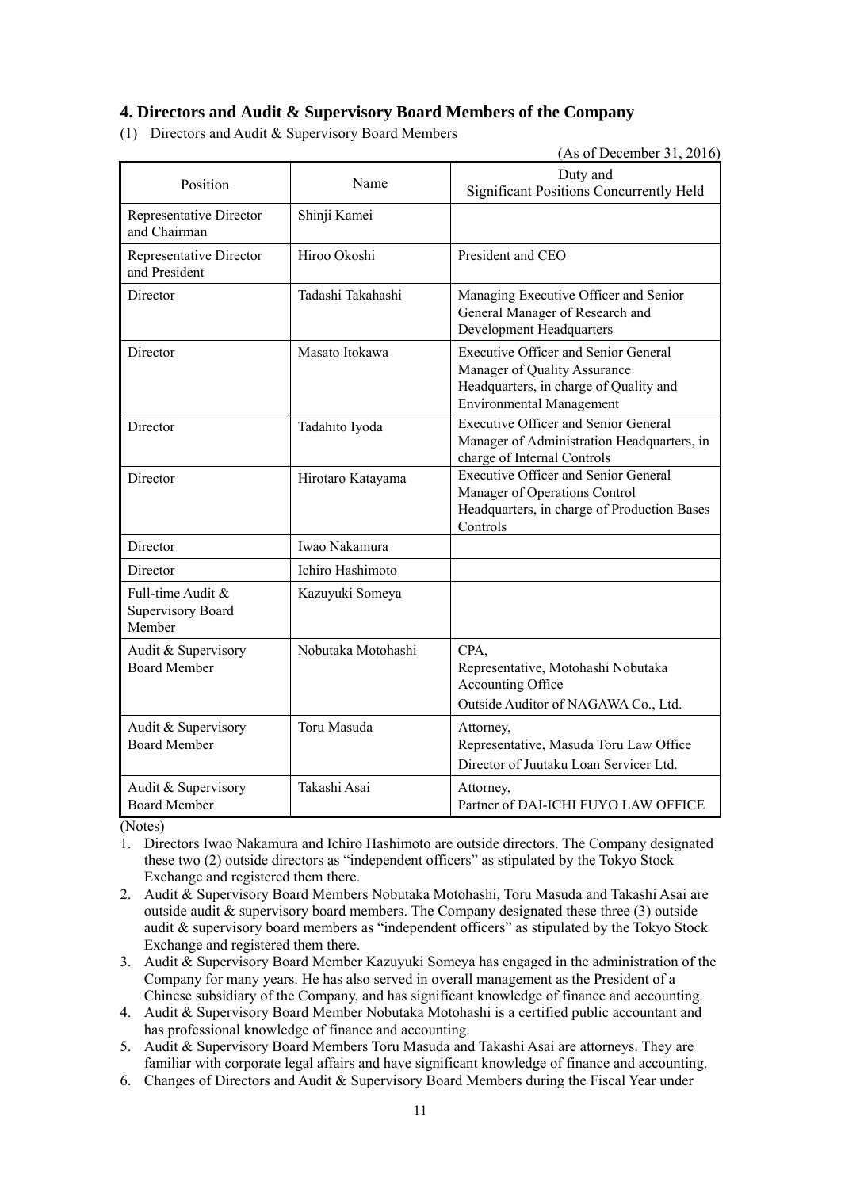## 4. Directors and Audit & Supervisory Board Members of the Company

(1) Directors and Audit & Supervisory Board Members

(As of December 31, 2016)

| Position | Name | Duty and Significant Positions Concurrently Held |
|---|---|---|
| Representative Director and Chairman | Shinji Kamei | |
| Representative Director and President | Hiroo Okoshi | President and CEO |
| Director | Tadashi Takahashi | Managing Executive Officer and Senior General Manager of Research and Development Headquarters |
| Director | Masato Itokawa | Executive Officer and Senior General Manager of Quality Assurance Headquarters, in charge of Quality and Environmental Management |
| Director | Tadahito Iyoda | Executive Officer and Senior General Manager of Administration Headquarters, in charge of Internal Controls |
| Director | Hirotaro Katayama | Executive Officer and Senior General Manager of Operations Control Headquarters, in charge of Production Bases Controls |
| Director | Iwao Nakamura | |
| Director | Ichiro Hashimoto | |
| Full-time Audit & Supervisory Board Member | Kazuyuki Someya | |
| Audit & Supervisory Board Member | Nobutaka Motohashi | CPA, Representative, Motohashi Nobutaka Accounting Office<br>Outside Auditor of NAGAWA Co., Ltd. |
| Audit & Supervisory Board Member | Toru Masuda | Attorney, Representative, Masuda Toru Law Office<br>Director of Juutaku Loan Servicer Ltd. |
| Audit & Supervisory Board Member | Takashi Asai | Attorney, Partner of DAI-ICHI FUYO LAW OFFICE |

(Notes)

1. Directors Iwao Nakamura and Ichiro Hashimoto are outside directors. The Company designated these two (2) outside directors as "independent officers" as stipulated by the Tokyo Stock Exchange and registered them there.
2. Audit & Supervisory Board Members Nobutaka Motohashi, Toru Masuda and Takashi Asai are outside audit & supervisory board members. The Company designated these three (3) outside audit & supervisory board members as "independent officers" as stipulated by the Tokyo Stock Exchange and registered them there.
3. Audit & Supervisory Board Member Kazuyuki Someya has engaged in the administration of the Company for many years. He has also served in overall management as the President of a Chinese subsidiary of the Company, and has significant knowledge of finance and accounting.
4. Audit & Supervisory Board Member Nobutaka Motohashi is a certified public accountant and has professional knowledge of finance and accounting.
5. Audit & Supervisory Board Members Toru Masuda and Takashi Asai are attorneys. They are familiar with corporate legal affairs and have significant knowledge of finance and accounting.
6. Changes of Directors and Audit & Supervisory Board Members during the Fiscal Year under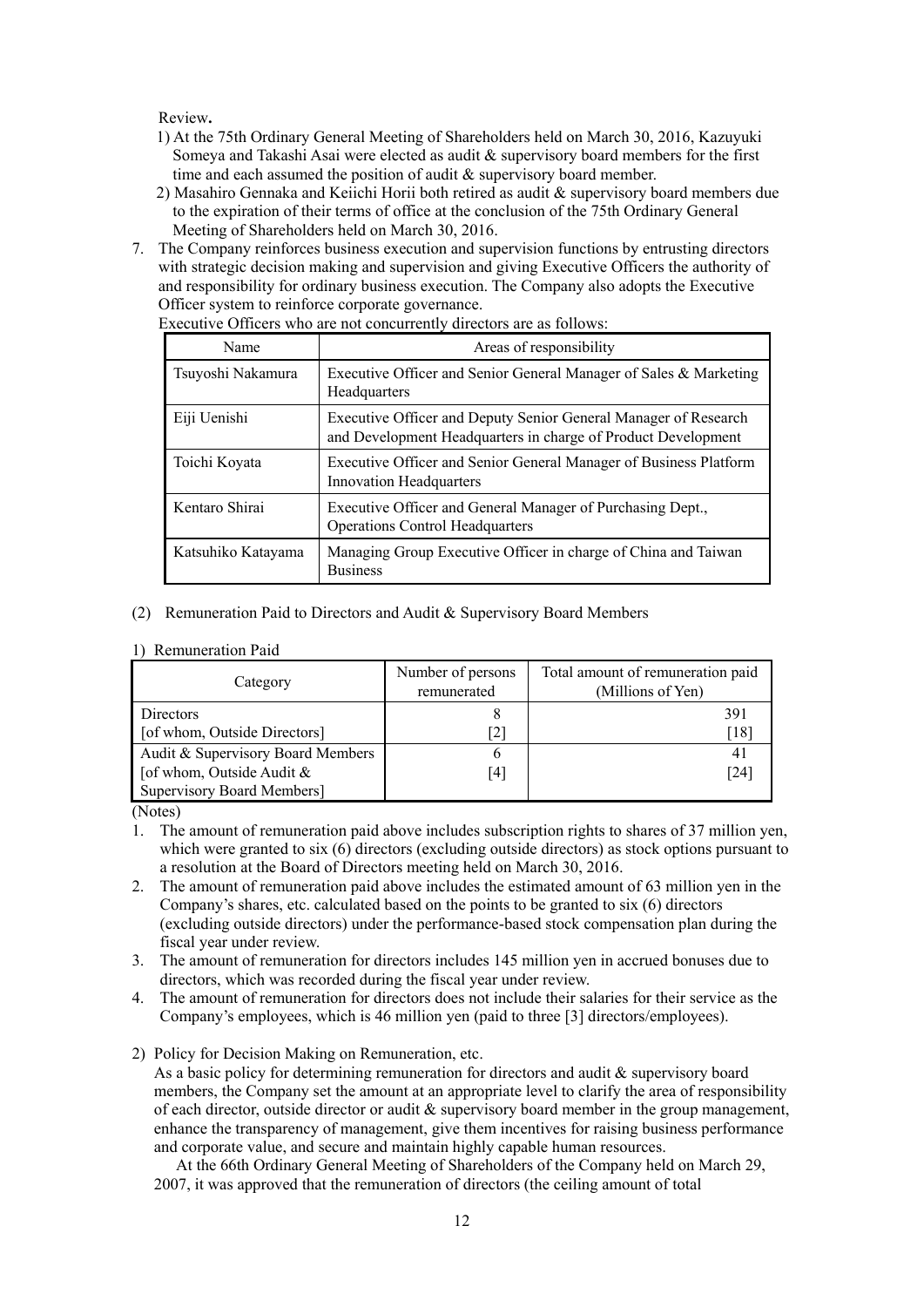Review**.**

1) At the 75th Ordinary General Meeting of Shareholders held on March 30, 2016, Kazuyuki Someya and Takashi Asai were elected as audit & supervisory board members for the first time and each assumed the position of audit & supervisory board member.
2) Masahiro Gennaka and Keiichi Horii both retired as audit & supervisory board members due to the expiration of their terms of office at the conclusion of the 75th Ordinary General Meeting of Shareholders held on March 30, 2016.

7. The Company reinforces business execution and supervision functions by entrusting directors with strategic decision making and supervision and giving Executive Officers the authority of and responsibility for ordinary business execution. The Company also adopts the Executive Officer system to reinforce corporate governance.
   Executive Officers who are not concurrently directors are as follows:

| Name | Areas of responsibility |
|---|---|
| Tsuyoshi Nakamura | Executive Officer and Senior General Manager of Sales & Marketing Headquarters |
| Eiji Uenishi | Executive Officer and Deputy Senior General Manager of Research and Development Headquarters in charge of Product Development |
| Toichi Koyata | Executive Officer and Senior General Manager of Business Platform Innovation Headquarters |
| Kentaro Shirai | Executive Officer and General Manager of Purchasing Dept., Operations Control Headquarters |
| Katsuhiko Katayama | Managing Group Executive Officer in charge of China and Taiwan Business |

(2) Remuneration Paid to Directors and Audit & Supervisory Board Members

1) Remuneration Paid

| Category | Number of persons remunerated | Total amount of remuneration paid (Millions of Yen) |
|---|---|---|
| Directors<br>[of whom, Outside Directors] | 8<br>[2] | 391<br>[18] |
| Audit & Supervisory Board Members<br>[of whom, Outside Audit & Supervisory Board Members] | 6<br>[4] | 41<br>[24] |

(Notes)

1. The amount of remuneration paid above includes subscription rights to shares of 37 million yen, which were granted to six (6) directors (excluding outside directors) as stock options pursuant to a resolution at the Board of Directors meeting held on March 30, 2016.
2. The amount of remuneration paid above includes the estimated amount of 63 million yen in the Company's shares, etc. calculated based on the points to be granted to six (6) directors (excluding outside directors) under the performance-based stock compensation plan during the fiscal year under review.
3. The amount of remuneration for directors includes 145 million yen in accrued bonuses due to directors, which was recorded during the fiscal year under review.
4. The amount of remuneration for directors does not include their salaries for their service as the Company's employees, which is 46 million yen (paid to three [3] directors/employees).

2) Policy for Decision Making on Remuneration, etc.

As a basic policy for determining remuneration for directors and audit & supervisory board members, the Company set the amount at an appropriate level to clarify the area of responsibility of each director, outside director or audit & supervisory board member in the group management, enhance the transparency of management, give them incentives for raising business performance and corporate value, and secure and maintain highly capable human resources.

At the 66th Ordinary General Meeting of Shareholders of the Company held on March 29, 2007, it was approved that the remuneration of directors (the ceiling amount of total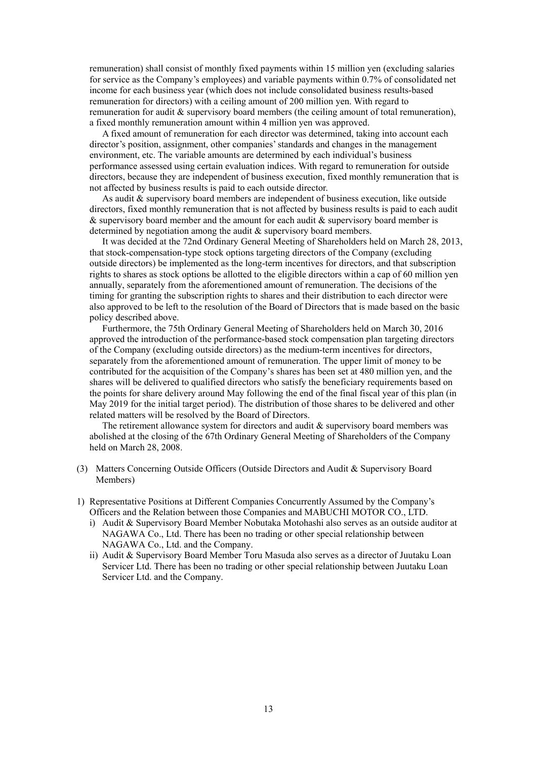remuneration) shall consist of monthly fixed payments within 15 million yen (excluding salaries for service as the Company's employees) and variable payments within 0.7% of consolidated net income for each business year (which does not include consolidated business results-based remuneration for directors) with a ceiling amount of 200 million yen. With regard to remuneration for audit & supervisory board members (the ceiling amount of total remuneration), a fixed monthly remuneration amount within 4 million yen was approved.

A fixed amount of remuneration for each director was determined, taking into account each director's position, assignment, other companies' standards and changes in the management environment, etc. The variable amounts are determined by each individual's business performance assessed using certain evaluation indices. With regard to remuneration for outside directors, because they are independent of business execution, fixed monthly remuneration that is not affected by business results is paid to each outside director.

As audit & supervisory board members are independent of business execution, like outside directors, fixed monthly remuneration that is not affected by business results is paid to each audit & supervisory board member and the amount for each audit & supervisory board member is determined by negotiation among the audit & supervisory board members.

It was decided at the 72nd Ordinary General Meeting of Shareholders held on March 28, 2013, that stock-compensation-type stock options targeting directors of the Company (excluding outside directors) be implemented as the long-term incentives for directors, and that subscription rights to shares as stock options be allotted to the eligible directors within a cap of 60 million yen annually, separately from the aforementioned amount of remuneration. The decisions of the timing for granting the subscription rights to shares and their distribution to each director were also approved to be left to the resolution of the Board of Directors that is made based on the basic policy described above.

Furthermore, the 75th Ordinary General Meeting of Shareholders held on March 30, 2016 approved the introduction of the performance-based stock compensation plan targeting directors of the Company (excluding outside directors) as the medium-term incentives for directors, separately from the aforementioned amount of remuneration. The upper limit of money to be contributed for the acquisition of the Company's shares has been set at 480 million yen, and the shares will be delivered to qualified directors who satisfy the beneficiary requirements based on the points for share delivery around May following the end of the final fiscal year of this plan (in May 2019 for the initial target period). The distribution of those shares to be delivered and other related matters will be resolved by the Board of Directors.

The retirement allowance system for directors and audit & supervisory board members was abolished at the closing of the 67th Ordinary General Meeting of Shareholders of the Company held on March 28, 2008.

### (3) Matters Concerning Outside Officers (Outside Directors and Audit & Supervisory Board Members)

1) Representative Positions at Different Companies Concurrently Assumed by the Company's Officers and the Relation between those Companies and MABUCHI MOTOR CO., LTD.

   i) Audit & Supervisory Board Member Nobutaka Motohashi also serves as an outside auditor at NAGAWA Co., Ltd. There has been no trading or other special relationship between NAGAWA Co., Ltd. and the Company.

   ii) Audit & Supervisory Board Member Toru Masuda also serves as a director of Juutaku Loan Servicer Ltd. There has been no trading or other special relationship between Juutaku Loan Servicer Ltd. and the Company.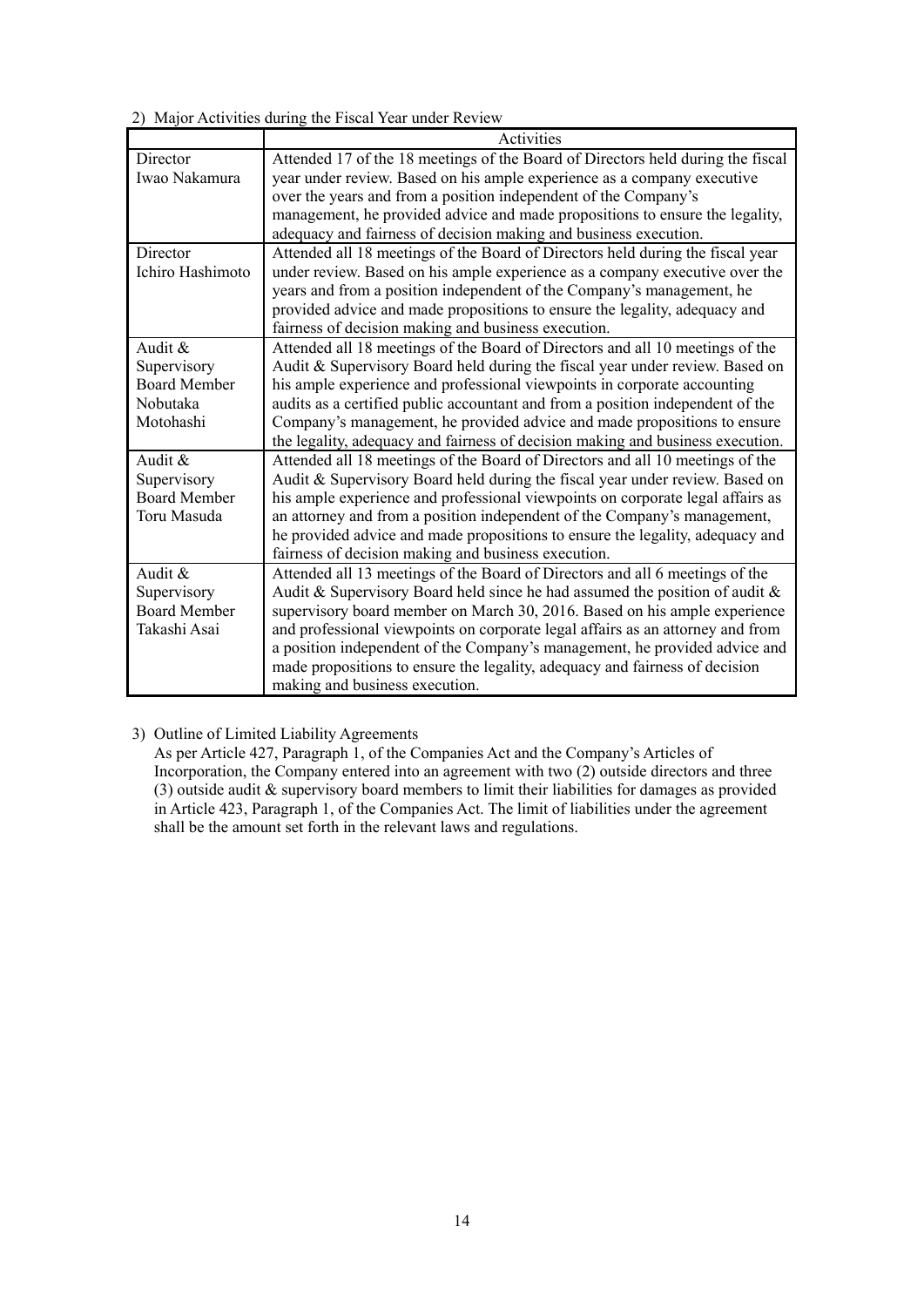2) Major Activities during the Fiscal Year under Review

| | Activities |
|---|---|
| Director Iwao Nakamura | Attended 17 of the 18 meetings of the Board of Directors held during the fiscal year under review. Based on his ample experience as a company executive over the years and from a position independent of the Company's management, he provided advice and made propositions to ensure the legality, adequacy and fairness of decision making and business execution. |
| Director Ichiro Hashimoto | Attended all 18 meetings of the Board of Directors held during the fiscal year under review. Based on his ample experience as a company executive over the years and from a position independent of the Company's management, he provided advice and made propositions to ensure the legality, adequacy and fairness of decision making and business execution. |
| Audit & Supervisory Board Member Nobutaka Motohashi | Attended all 18 meetings of the Board of Directors and all 10 meetings of the Audit & Supervisory Board held during the fiscal year under review. Based on his ample experience and professional viewpoints in corporate accounting audits as a certified public accountant and from a position independent of the Company's management, he provided advice and made propositions to ensure the legality, adequacy and fairness of decision making and business execution. |
| Audit & Supervisory Board Member Toru Masuda | Attended all 18 meetings of the Board of Directors and all 10 meetings of the Audit & Supervisory Board held during the fiscal year under review. Based on his ample experience and professional viewpoints on corporate legal affairs as an attorney and from a position independent of the Company's management, he provided advice and made propositions to ensure the legality, adequacy and fairness of decision making and business execution. |
| Audit & Supervisory Board Member Takashi Asai | Attended all 13 meetings of the Board of Directors and all 6 meetings of the Audit & Supervisory Board held since he had assumed the position of audit & supervisory board member on March 30, 2016. Based on his ample experience and professional viewpoints on corporate legal affairs as an attorney and from a position independent of the Company's management, he provided advice and made propositions to ensure the legality, adequacy and fairness of decision making and business execution. |

3) Outline of Limited Liability Agreements

As per Article 427, Paragraph 1, of the Companies Act and the Company's Articles of Incorporation, the Company entered into an agreement with two (2) outside directors and three (3) outside audit & supervisory board members to limit their liabilities for damages as provided in Article 423, Paragraph 1, of the Companies Act. The limit of liabilities under the agreement shall be the amount set forth in the relevant laws and regulations.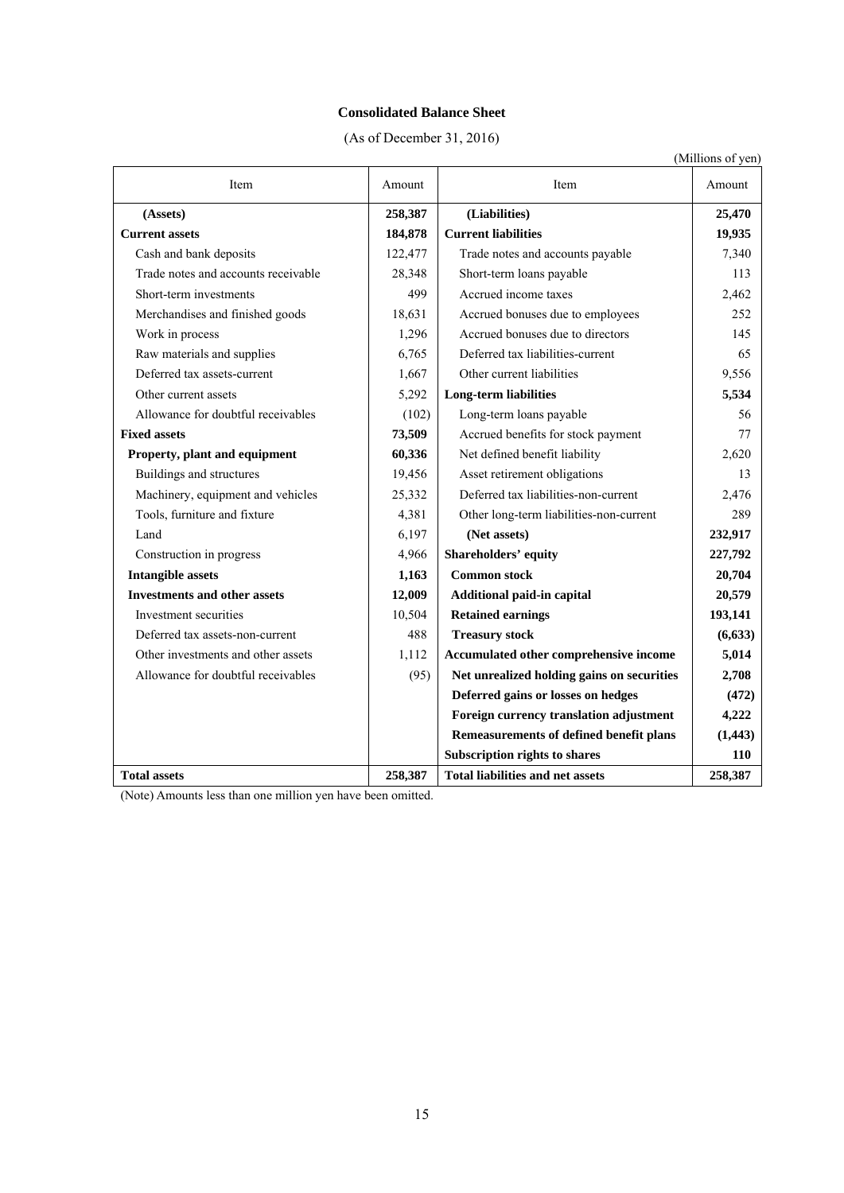## Consolidated Balance Sheet

(As of December 31, 2016)

(Millions of yen)

| Item | Amount | Item | Amount |
|---|---|---|---|
| **(Assets)** | **258,387** | **(Liabilities)** | **25,470** |
| **Current assets** | **184,878** | **Current liabilities** | **19,935** |
| Cash and bank deposits | 122,477 | Trade notes and accounts payable | 7,340 |
| Trade notes and accounts receivable | 28,348 | Short-term loans payable | 113 |
| Short-term investments | 499 | Accrued income taxes | 2,462 |
| Merchandises and finished goods | 18,631 | Accrued bonuses due to employees | 252 |
| Work in process | 1,296 | Accrued bonuses due to directors | 145 |
| Raw materials and supplies | 6,765 | Deferred tax liabilities-current | 65 |
| Deferred tax assets-current | 1,667 | Other current liabilities | 9,556 |
| Other current assets | 5,292 | **Long-term liabilities** | **5,534** |
| Allowance for doubtful receivables | (102) | Long-term loans payable | 56 |
| **Fixed assets** | **73,509** | Accrued benefits for stock payment | 77 |
| **Property, plant and equipment** | **60,336** | Net defined benefit liability | 2,620 |
| Buildings and structures | 19,456 | Asset retirement obligations | 13 |
| Machinery, equipment and vehicles | 25,332 | Deferred tax liabilities-non-current | 2,476 |
| Tools, furniture and fixture | 4,381 | Other long-term liabilities-non-current | 289 |
| Land | 6,197 | **(Net assets)** | **232,917** |
| Construction in progress | 4,966 | **Shareholders' equity** | **227,792** |
| **Intangible assets** | **1,163** | **Common stock** | **20,704** |
| **Investments and other assets** | **12,009** | **Additional paid-in capital** | **20,579** |
| Investment securities | 10,504 | **Retained earnings** | **193,141** |
| Deferred tax assets-non-current | 488 | **Treasury stock** | **(6,633)** |
| Other investments and other assets | 1,112 | **Accumulated other comprehensive income** | **5,014** |
| Allowance for doubtful receivables | (95) | **Net unrealized holding gains on securities** | **2,708** |
| | | **Deferred gains or losses on hedges** | **(472)** |
| | | **Foreign currency translation adjustment** | **4,222** |
| | | **Remeasurements of defined benefit plans** | **(1,443)** |
| | | **Subscription rights to shares** | **110** |
| **Total assets** | **258,387** | **Total liabilities and net assets** | **258,387** |

(Note) Amounts less than one million yen have been omitted.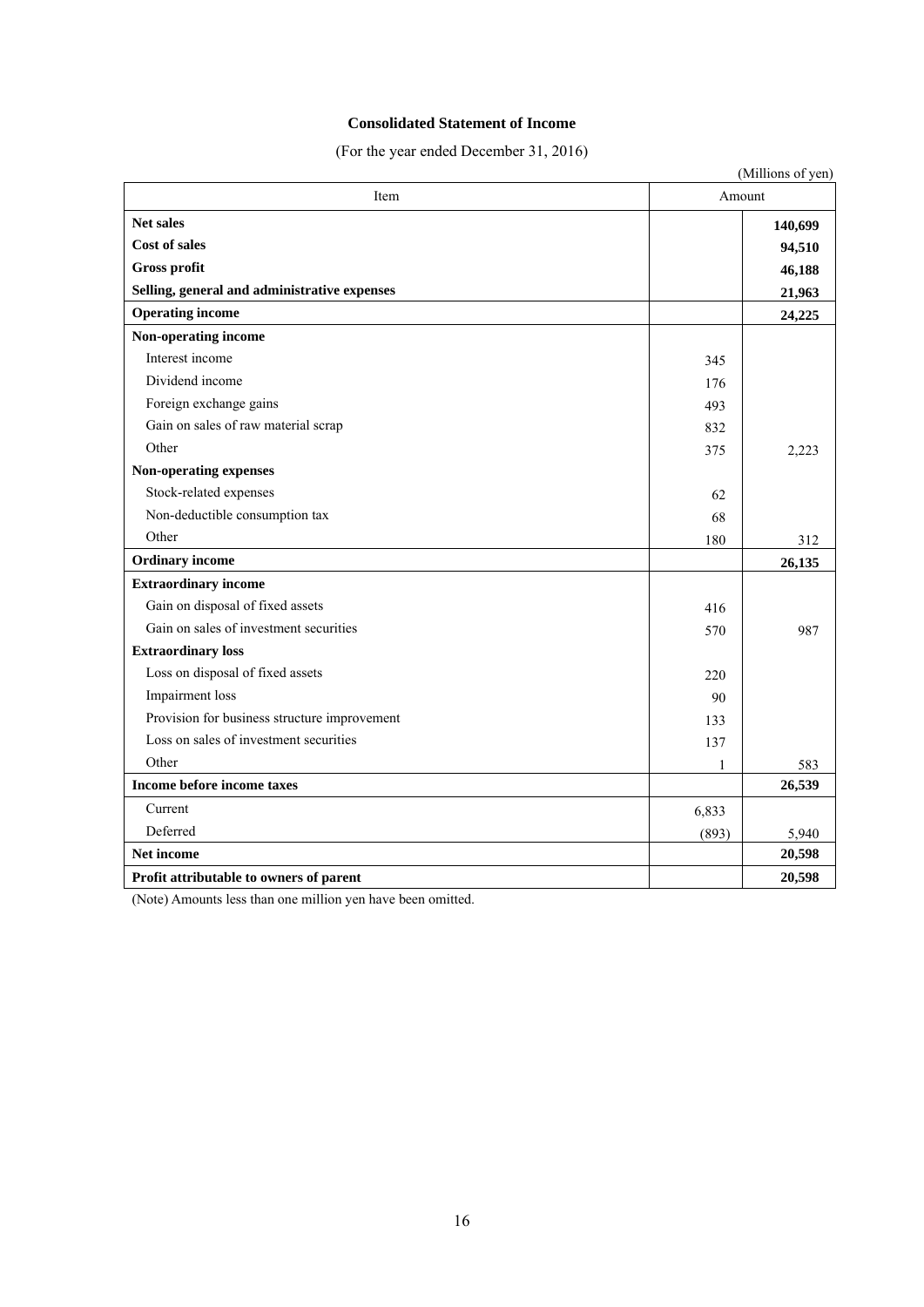## Consolidated Statement of Income

(For the year ended December 31, 2016)

(Millions of yen)

| Item | Amount | |
|---|---|---|
| **Net sales** | | **140,699** |
| **Cost of sales** | | **94,510** |
| **Gross profit** | | **46,188** |
| **Selling, general and administrative expenses** | | **21,963** |
| **Operating income** | | **24,225** |
| **Non-operating income** | | |
| Interest income | 345 | |
| Dividend income | 176 | |
| Foreign exchange gains | 493 | |
| Gain on sales of raw material scrap | 832 | |
| Other | 375 | 2,223 |
| **Non-operating expenses** | | |
| Stock-related expenses | 62 | |
| Non-deductible consumption tax | 68 | |
| Other | 180 | 312 |
| **Ordinary income** | | **26,135** |
| **Extraordinary income** | | |
| Gain on disposal of fixed assets | 416 | |
| Gain on sales of investment securities | 570 | 987 |
| **Extraordinary loss** | | |
| Loss on disposal of fixed assets | 220 | |
| Impairment loss | 90 | |
| Provision for business structure improvement | 133 | |
| Loss on sales of investment securities | 137 | |
| Other | 1 | 583 |
| **Income before income taxes** | | **26,539** |
| Current | 6,833 | |
| Deferred | (893) | 5,940 |
| **Net income** | | **20,598** |
| **Profit attributable to owners of parent** | | **20,598** |

(Note) Amounts less than one million yen have been omitted.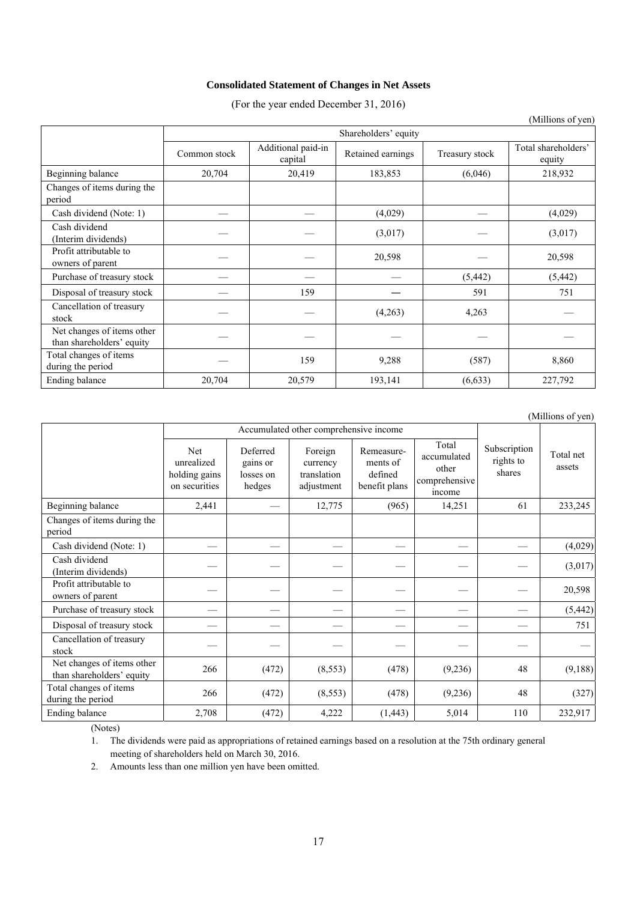## Consolidated Statement of Changes in Net Assets

(For the year ended December 31, 2016)

(Millions of yen)

| | Shareholders' equity | | | | |
|---|---|---|---|---|---|
| | Common stock | Additional paid-in capital | Retained earnings | Treasury stock | Total shareholders' equity |
| Beginning balance | 20,704 | 20,419 | 183,853 | (6,046) | 218,932 |
| Changes of items during the period | | | | | |
| Cash dividend (Note: 1) | — | — | (4,029) | — | (4,029) |
| Cash dividend (Interim dividends) | — | — | (3,017) | — | (3,017) |
| Profit attributable to owners of parent | — | — | 20,598 | — | 20,598 |
| Purchase of treasury stock | — | — | — | (5,442) | (5,442) |
| Disposal of treasury stock | — | 159 | — | 591 | 751 |
| Cancellation of treasury stock | — | — | (4,263) | 4,263 | — |
| Net changes of items other than shareholders' equity | — | — | — | — | — |
| Total changes of items during the period | — | 159 | 9,288 | (587) | 8,860 |
| Ending balance | 20,704 | 20,579 | 193,141 | (6,633) | 227,792 |

(Millions of yen)

| | Accumulated other comprehensive income | | | | | Subscription rights to shares | Total net assets |
|---|---|---|---|---|---|---|---|
| | Net unrealized holding gains on securities | Deferred gains or losses on hedges | Foreign currency translation adjustment | Remeasure-ments of defined benefit plans | Total accumulated other comprehensive income | | |
| Beginning balance | 2,441 | — | 12,775 | (965) | 14,251 | 61 | 233,245 |
| Changes of items during the period | | | | | | | |
| Cash dividend (Note: 1) | — | — | — | — | — | — | (4,029) |
| Cash dividend (Interim dividends) | — | — | — | — | — | — | (3,017) |
| Profit attributable to owners of parent | — | — | — | — | — | — | 20,598 |
| Purchase of treasury stock | — | — | — | — | — | — | (5,442) |
| Disposal of treasury stock | — | — | — | — | — | — | 751 |
| Cancellation of treasury stock | — | — | — | — | — | — | — |
| Net changes of items other than shareholders' equity | 266 | (472) | (8,553) | (478) | (9,236) | 48 | (9,188) |
| Total changes of items during the period | 266 | (472) | (8,553) | (478) | (9,236) | 48 | (327) |
| Ending balance | 2,708 | (472) | 4,222 | (1,443) | 5,014 | 110 | 232,917 |

(Notes)

1. The dividends were paid as appropriations of retained earnings based on a resolution at the 75th ordinary general meeting of shareholders held on March 30, 2016.
2. Amounts less than one million yen have been omitted.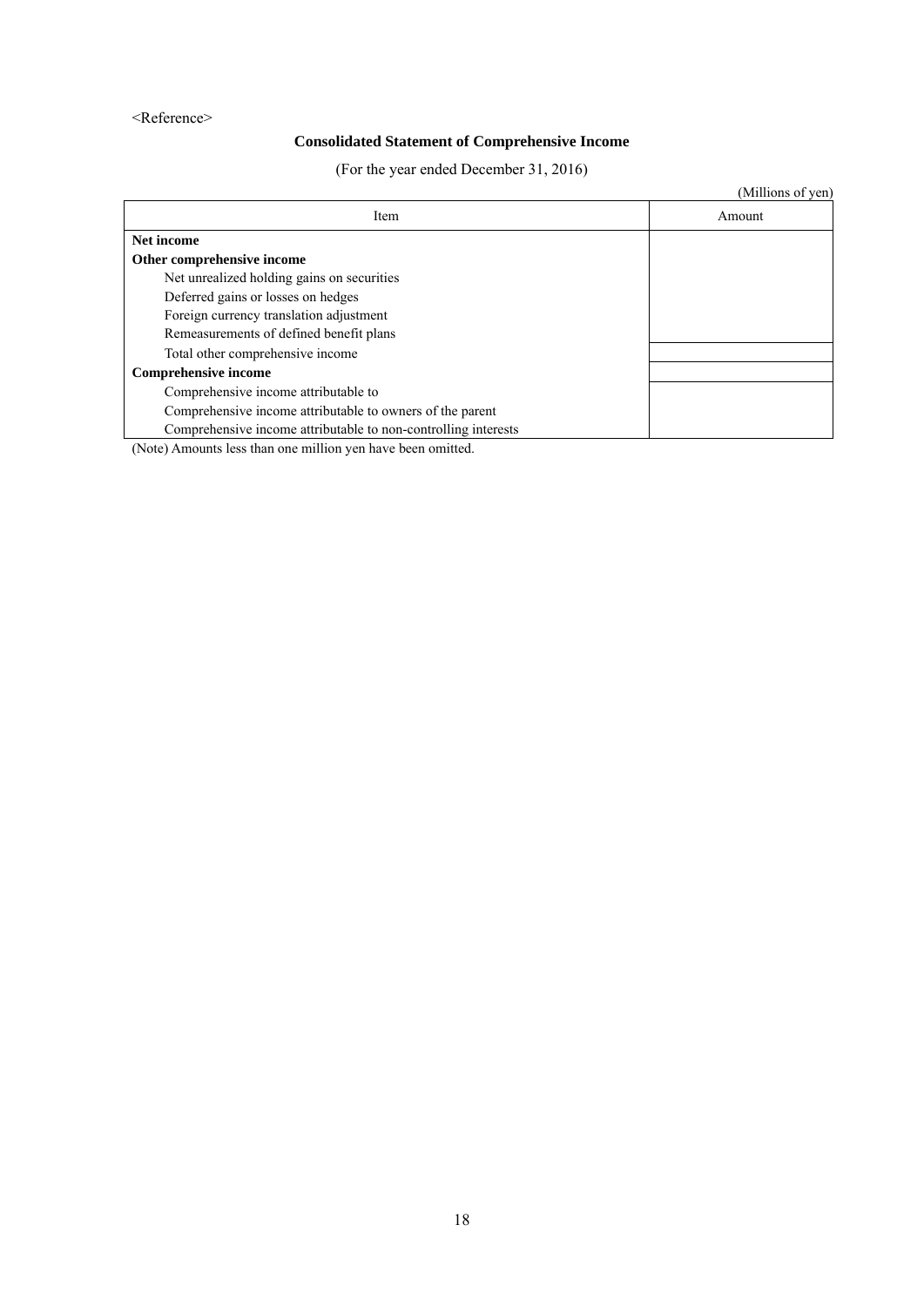<Reference>

## Consolidated Statement of Comprehensive Income

(For the year ended December 31, 2016)

(Millions of yen)

| Item | Amount |
|---|---|
| **Net income** | |
| **Other comprehensive income** | |
| Net unrealized holding gains on securities | |
| Deferred gains or losses on hedges | |
| Foreign currency translation adjustment | |
| Remeasurements of defined benefit plans | |
| Total other comprehensive income | |
| **Comprehensive income** | |
| Comprehensive income attributable to | |
| Comprehensive income attributable to owners of the parent | |
| Comprehensive income attributable to non-controlling interests | |

(Note) Amounts less than one million yen have been omitted.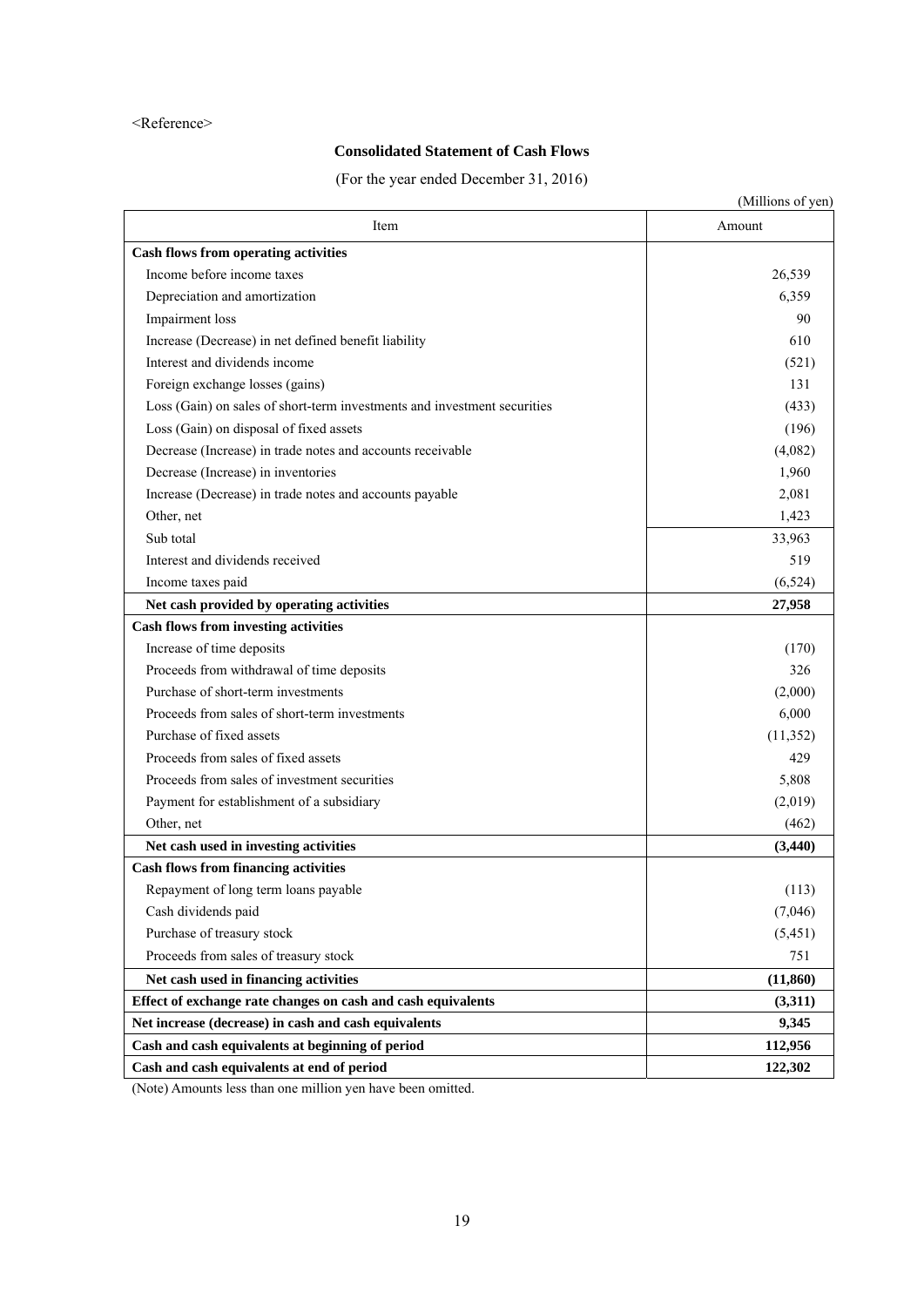<Reference>

## Consolidated Statement of Cash Flows

(For the year ended December 31, 2016)

(Millions of yen)

| Item | Amount |
|---|---|
| **Cash flows from operating activities** | |
| Income before income taxes | 26,539 |
| Depreciation and amortization | 6,359 |
| Impairment loss | 90 |
| Increase (Decrease) in net defined benefit liability | 610 |
| Interest and dividends income | (521) |
| Foreign exchange losses (gains) | 131 |
| Loss (Gain) on sales of short-term investments and investment securities | (433) |
| Loss (Gain) on disposal of fixed assets | (196) |
| Decrease (Increase) in trade notes and accounts receivable | (4,082) |
| Decrease (Increase) in inventories | 1,960 |
| Increase (Decrease) in trade notes and accounts payable | 2,081 |
| Other, net | 1,423 |
| Sub total | 33,963 |
| Interest and dividends received | 519 |
| Income taxes paid | (6,524) |
| **Net cash provided by operating activities** | **27,958** |
| **Cash flows from investing activities** | |
| Increase of time deposits | (170) |
| Proceeds from withdrawal of time deposits | 326 |
| Purchase of short-term investments | (2,000) |
| Proceeds from sales of short-term investments | 6,000 |
| Purchase of fixed assets | (11,352) |
| Proceeds from sales of fixed assets | 429 |
| Proceeds from sales of investment securities | 5,808 |
| Payment for establishment of a subsidiary | (2,019) |
| Other, net | (462) |
| **Net cash used in investing activities** | **(3,440)** |
| **Cash flows from financing activities** | |
| Repayment of long term loans payable | (113) |
| Cash dividends paid | (7,046) |
| Purchase of treasury stock | (5,451) |
| Proceeds from sales of treasury stock | 751 |
| **Net cash used in financing activities** | **(11,860)** |
| **Effect of exchange rate changes on cash and cash equivalents** | **(3,311)** |
| **Net increase (decrease) in cash and cash equivalents** | **9,345** |
| **Cash and cash equivalents at beginning of period** | **112,956** |
| **Cash and cash equivalents at end of period** | **122,302** |

(Note) Amounts less than one million yen have been omitted.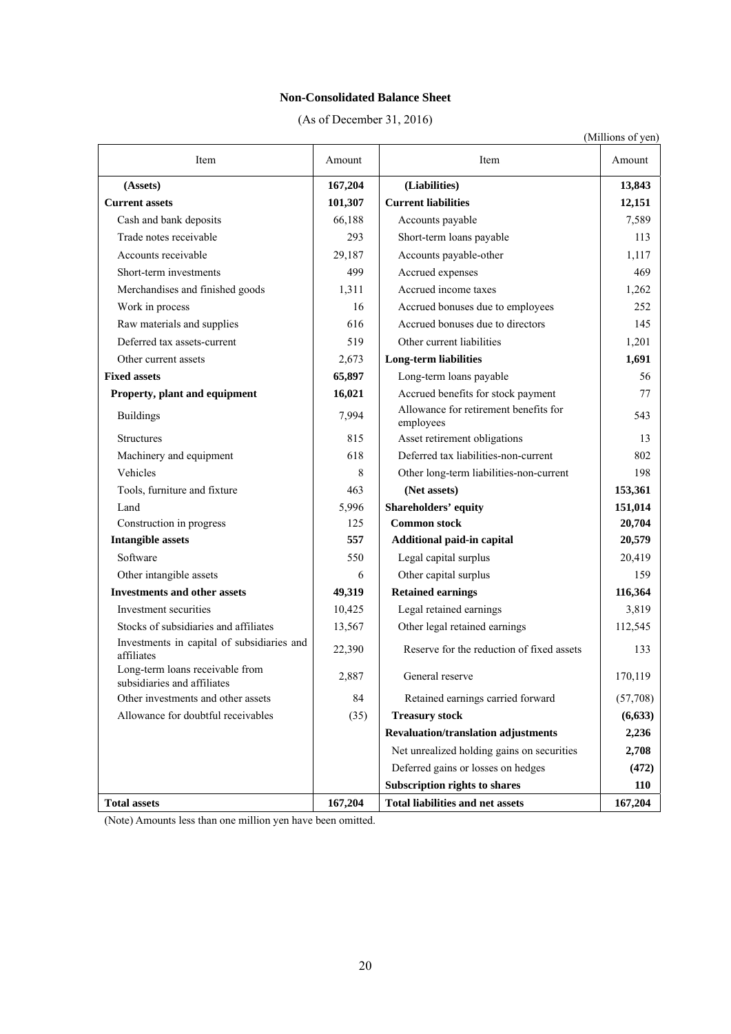# Non-Consolidated Balance Sheet

(As of December 31, 2016)

(Millions of yen)

| Item | Amount | Item | Amount |
|---|---|---|---|
| **(Assets)** | **167,204** | **(Liabilities)** | **13,843** |
| **Current assets** | **101,307** | **Current liabilities** | **12,151** |
| Cash and bank deposits | 66,188 | Accounts payable | 7,589 |
| Trade notes receivable | 293 | Short-term loans payable | 113 |
| Accounts receivable | 29,187 | Accounts payable-other | 1,117 |
| Short-term investments | 499 | Accrued expenses | 469 |
| Merchandises and finished goods | 1,311 | Accrued income taxes | 1,262 |
| Work in process | 16 | Accrued bonuses due to employees | 252 |
| Raw materials and supplies | 616 | Accrued bonuses due to directors | 145 |
| Deferred tax assets-current | 519 | Other current liabilities | 1,201 |
| Other current assets | 2,673 | **Long-term liabilities** | **1,691** |
| **Fixed assets** | **65,897** | Long-term loans payable | 56 |
| **Property, plant and equipment** | **16,021** | Accrued benefits for stock payment | 77 |
| Buildings | 7,994 | Allowance for retirement benefits for employees | 543 |
| Structures | 815 | Asset retirement obligations | 13 |
| Machinery and equipment | 618 | Deferred tax liabilities-non-current | 802 |
| Vehicles | 8 | Other long-term liabilities-non-current | 198 |
| Tools, furniture and fixture | 463 | **(Net assets)** | **153,361** |
| Land | 5,996 | **Shareholders' equity** | **151,014** |
| Construction in progress | 125 | **Common stock** | **20,704** |
| **Intangible assets** | **557** | **Additional paid-in capital** | **20,579** |
| Software | 550 | Legal capital surplus | 20,419 |
| Other intangible assets | 6 | Other capital surplus | 159 |
| **Investments and other assets** | **49,319** | **Retained earnings** | **116,364** |
| Investment securities | 10,425 | Legal retained earnings | 3,819 |
| Stocks of subsidiaries and affiliates | 13,567 | Other legal retained earnings | 112,545 |
| Investments in capital of subsidiaries and affiliates | 22,390 | Reserve for the reduction of fixed assets | 133 |
| Long-term loans receivable from subsidiaries and affiliates | 2,887 | General reserve | 170,119 |
| Other investments and other assets | 84 | Retained earnings carried forward | (57,708) |
| Allowance for doubtful receivables | (35) | **Treasury stock** | **(6,633)** |
| | | **Revaluation/translation adjustments** | **2,236** |
| | | Net unrealized holding gains on securities | **2,708** |
| | | Deferred gains or losses on hedges | **(472)** |
| | | **Subscription rights to shares** | **110** |
| **Total assets** | **167,204** | **Total liabilities and net assets** | **167,204** |

(Note) Amounts less than one million yen have been omitted.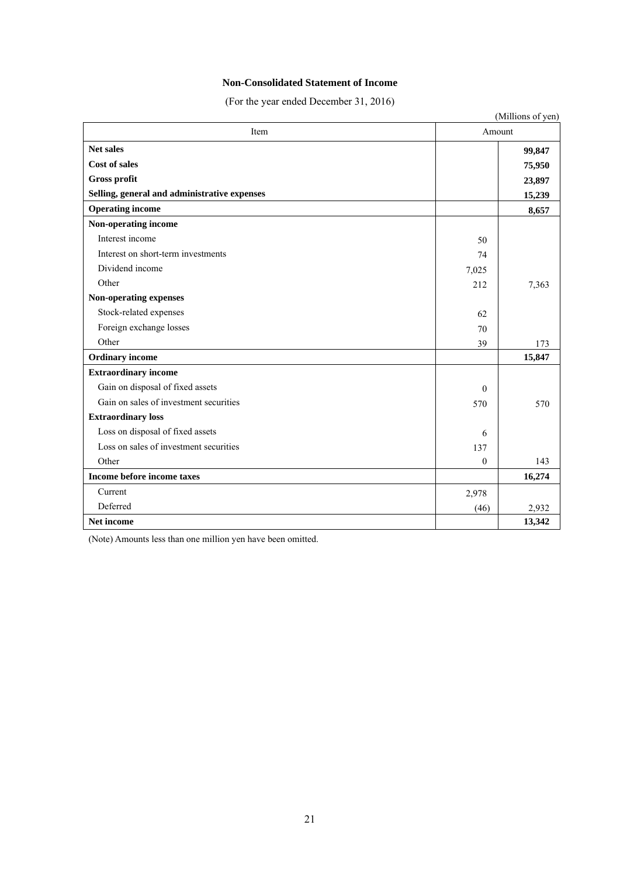# Non-Consolidated Statement of Income

(For the year ended December 31, 2016)

(Millions of yen)

| Item | Amount | |
|---|---|---|
| **Net sales** | | **99,847** |
| **Cost of sales** | | **75,950** |
| **Gross profit** | | **23,897** |
| **Selling, general and administrative expenses** | | **15,239** |
| **Operating income** | | **8,657** |
| **Non-operating income** | | |
| Interest income | 50 | |
| Interest on short-term investments | 74 | |
| Dividend income | 7,025 | |
| Other | 212 | 7,363 |
| **Non-operating expenses** | | |
| Stock-related expenses | 62 | |
| Foreign exchange losses | 70 | |
| Other | 39 | 173 |
| **Ordinary income** | | **15,847** |
| **Extraordinary income** | | |
| Gain on disposal of fixed assets | 0 | |
| Gain on sales of investment securities | 570 | 570 |
| **Extraordinary loss** | | |
| Loss on disposal of fixed assets | 6 | |
| Loss on sales of investment securities | 137 | |
| Other | 0 | 143 |
| **Income before income taxes** | | **16,274** |
| Current | 2,978 | |
| Deferred | (46) | 2,932 |
| **Net income** | | **13,342** |

(Note) Amounts less than one million yen have been omitted.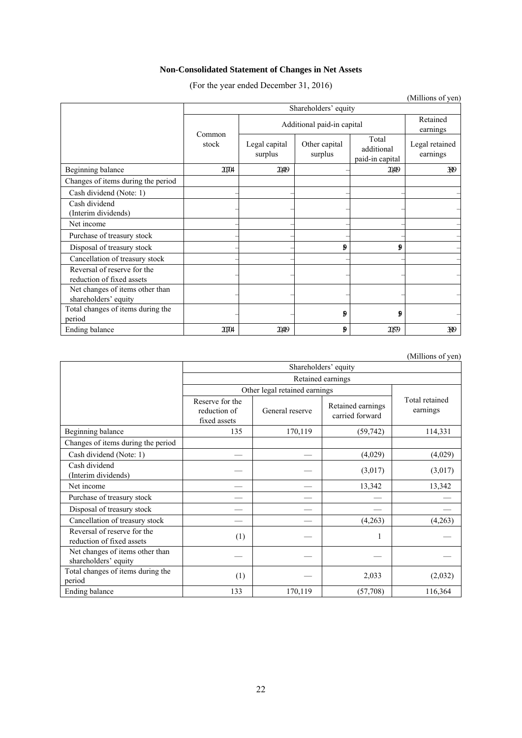## Non-Consolidated Statement of Changes in Net Assets

(For the year ended December 31, 2016)

(Millions of yen)

| | Shareholders' equity | | | | |
|---|---|---|---|---|---|
| | Common stock | Additional paid-in capital | | | Retained earnings |
| | | Legal capital surplus | Other capital surplus | Total additional paid-in capital | Legal retained earnings |
| Beginning balance | 20,704 | 20,419 | – | 20,419 | 3,819 |
| Changes of items during the period | | | | | |
| Cash dividend (Note: 1) | – | – | – | – | – |
| Cash dividend (Interim dividends) | – | – | – | – | – |
| Net income | – | – | – | – | – |
| Purchase of treasury stock | – | – | – | – | – |
| Disposal of treasury stock | – | – | 160 | 160 | – |
| Cancellation of treasury stock | – | – | – | – | – |
| Reversal of reserve for the reduction of fixed assets | – | – | – | – | – |
| Net changes of items other than shareholders' equity | – | – | – | – | – |
| Total changes of items during the period | – | – | 160 | 160 | – |
| Ending balance | 20,704 | 20,419 | 160 | 20,579 | 3,819 |

(Millions of yen)

| | Shareholders' equity | | | |
|---|---|---|---|---|
| | Retained earnings | | | |
| | Other legal retained earnings | | | Total retained earnings |
| | Reserve for the reduction of fixed assets | General reserve | Retained earnings carried forward | |
| Beginning balance | 135 | 170,119 | (59,742) | 114,331 |
| Changes of items during the period | | | | |
| Cash dividend (Note: 1) | — | — | (4,029) | (4,029) |
| Cash dividend (Interim dividends) | — | — | (3,017) | (3,017) |
| Net income | — | — | 13,342 | 13,342 |
| Purchase of treasury stock | — | — | — | — |
| Disposal of treasury stock | — | — | — | — |
| Cancellation of treasury stock | — | — | (4,263) | (4,263) |
| Reversal of reserve for the reduction of fixed assets | (1) | — | 1 | — |
| Net changes of items other than shareholders' equity | — | — | — | — |
| Total changes of items during the period | (1) | — | 2,033 | (2,032) |
| Ending balance | 133 | 170,119 | (57,708) | 116,364 |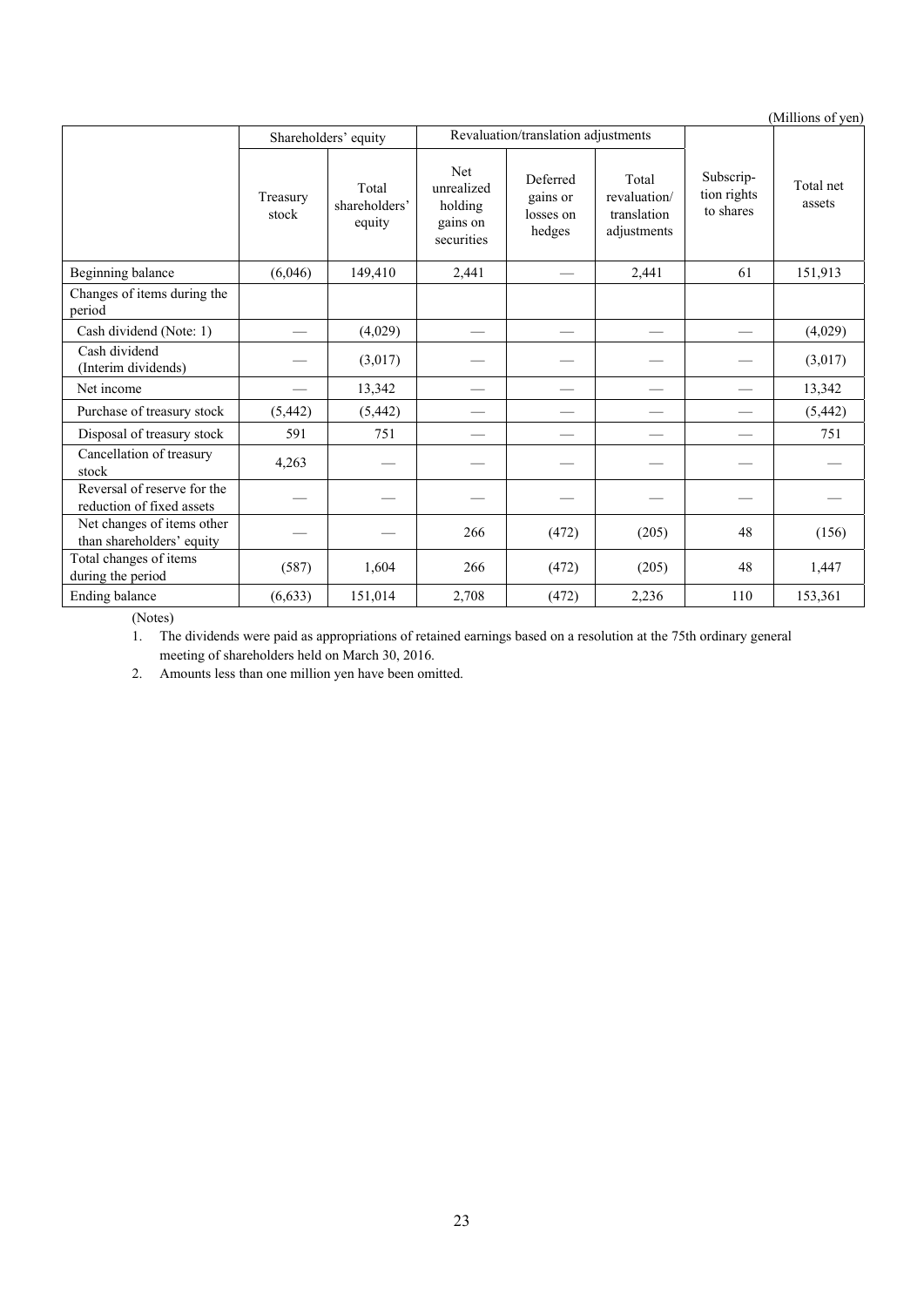(Millions of yen)

| | Shareholders' equity | | Revaluation/translation adjustments | | | Subscrip-tion rights to shares | Total net assets |
|---|---|---|---|---|---|---|---|
| | Treasury stock | Total shareholders' equity | Net unrealized holding gains on securities | Deferred gains or losses on hedges | Total revaluation/ translation adjustments | | |
| Beginning balance | (6,046) | 149,410 | 2,441 | — | 2,441 | 61 | 151,913 |
| Changes of items during the period | | | | | | | |
| Cash dividend (Note: 1) | — | (4,029) | — | — | — | — | (4,029) |
| Cash dividend (Interim dividends) | — | (3,017) | — | — | — | — | (3,017) |
| Net income | — | 13,342 | — | — | — | — | 13,342 |
| Purchase of treasury stock | (5,442) | (5,442) | — | — | — | — | (5,442) |
| Disposal of treasury stock | 591 | 751 | — | — | — | — | 751 |
| Cancellation of treasury stock | 4,263 | — | — | — | — | — | — |
| Reversal of reserve for the reduction of fixed assets | — | — | — | — | — | — | — |
| Net changes of items other than shareholders' equity | — | — | 266 | (472) | (205) | 48 | (156) |
| Total changes of items during the period | (587) | 1,604 | 266 | (472) | (205) | 48 | 1,447 |
| Ending balance | (6,633) | 151,014 | 2,708 | (472) | 2,236 | 110 | 153,361 |

(Notes)

1. The dividends were paid as appropriations of retained earnings based on a resolution at the 75th ordinary general meeting of shareholders held on March 30, 2016.
2. Amounts less than one million yen have been omitted.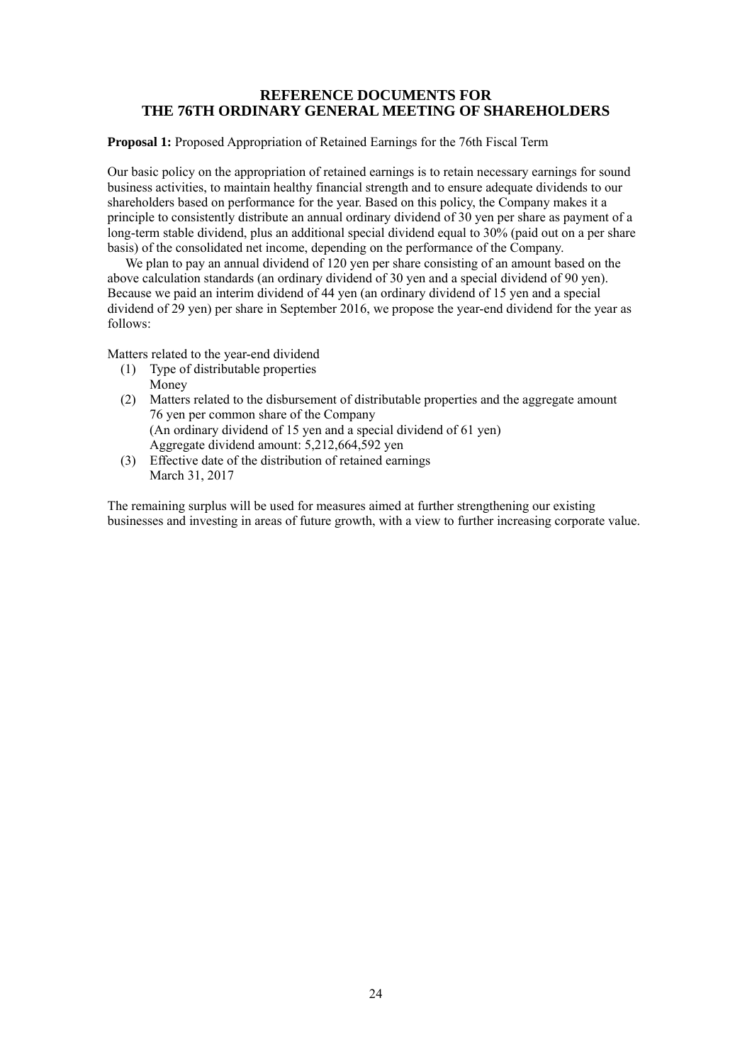# REFERENCE DOCUMENTS FOR THE 76TH ORDINARY GENERAL MEETING OF SHAREHOLDERS

**Proposal 1:** Proposed Appropriation of Retained Earnings for the 76th Fiscal Term

Our basic policy on the appropriation of retained earnings is to retain necessary earnings for sound business activities, to maintain healthy financial strength and to ensure adequate dividends to our shareholders based on performance for the year. Based on this policy, the Company makes it a principle to consistently distribute an annual ordinary dividend of 30 yen per share as payment of a long-term stable dividend, plus an additional special dividend equal to 30% (paid out on a per share basis) of the consolidated net income, depending on the performance of the Company.

We plan to pay an annual dividend of 120 yen per share consisting of an amount based on the above calculation standards (an ordinary dividend of 30 yen and a special dividend of 90 yen). Because we paid an interim dividend of 44 yen (an ordinary dividend of 15 yen and a special dividend of 29 yen) per share in September 2016, we propose the year-end dividend for the year as follows:

Matters related to the year-end dividend

(1) Type of distributable properties
    Money
(2) Matters related to the disbursement of distributable properties and the aggregate amount
    76 yen per common share of the Company
    (An ordinary dividend of 15 yen and a special dividend of 61 yen)
    Aggregate dividend amount: 5,212,664,592 yen
(3) Effective date of the distribution of retained earnings
    March 31, 2017

The remaining surplus will be used for measures aimed at further strengthening our existing businesses and investing in areas of future growth, with a view to further increasing corporate value.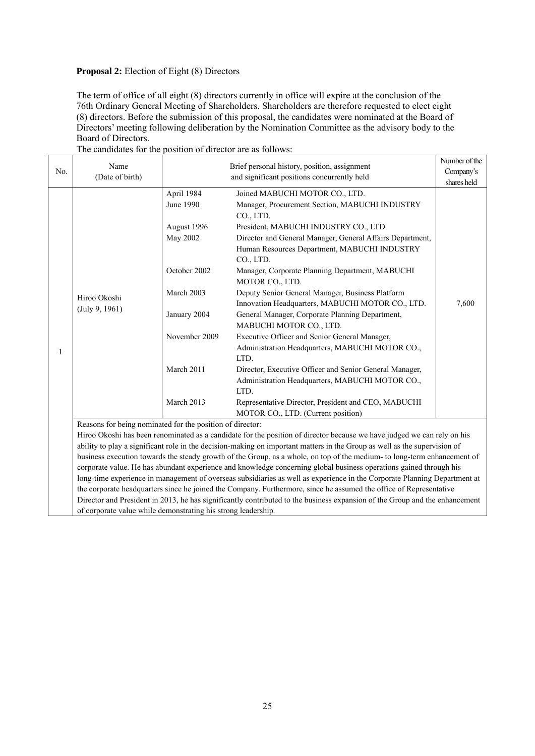**Proposal 2:** Election of Eight (8) Directors

The term of office of all eight (8) directors currently in office will expire at the conclusion of the 76th Ordinary General Meeting of Shareholders. Shareholders are therefore requested to elect eight (8) directors. Before the submission of this proposal, the candidates were nominated at the Board of Directors' meeting following deliberation by the Nomination Committee as the advisory body to the Board of Directors.

The candidates for the position of director are as follows:

| No. | Name (Date of birth) | Brief personal history, position, assignment and significant positions concurrently held | | Number of the Company's shares held |
|---|---|---|---|---|
| 1 | Hiroo Okoshi (July 9, 1961) | April 1984 | Joined MABUCHI MOTOR CO., LTD. | 7,600 |
| | | June 1990 | Manager, Procurement Section, MABUCHI INDUSTRY CO., LTD. | |
| | | August 1996 | President, MABUCHI INDUSTRY CO., LTD. | |
| | | May 2002 | Director and General Manager, General Affairs Department, Human Resources Department, MABUCHI INDUSTRY CO., LTD. | |
| | | October 2002 | Manager, Corporate Planning Department, MABUCHI MOTOR CO., LTD. | |
| | | March 2003 | Deputy Senior General Manager, Business Platform Innovation Headquarters, MABUCHI MOTOR CO., LTD. | |
| | | January 2004 | General Manager, Corporate Planning Department, MABUCHI MOTOR CO., LTD. | |
| | | November 2009 | Executive Officer and Senior General Manager, Administration Headquarters, MABUCHI MOTOR CO., LTD. | |
| | | March 2011 | Director, Executive Officer and Senior General Manager, Administration Headquarters, MABUCHI MOTOR CO., LTD. | |
| | | March 2013 | Representative Director, President and CEO, MABUCHI MOTOR CO., LTD. (Current position) | |
| | Reasons for being nominated for the position of director: Hiroo Okoshi has been renominated as a candidate for the position of director because we have judged we can rely on his ability to play a significant role in the decision-making on important matters in the Group as well as the supervision of business execution towards the steady growth of the Group, as a whole, on top of the medium- to long-term enhancement of corporate value. He has abundant experience and knowledge concerning global business operations gained through his long-time experience in management of overseas subsidiaries as well as experience in the Corporate Planning Department at the corporate headquarters since he joined the Company. Furthermore, since he assumed the office of Representative Director and President in 2013, he has significantly contributed to the business expansion of the Group and the enhancement of corporate value while demonstrating his strong leadership. | | | |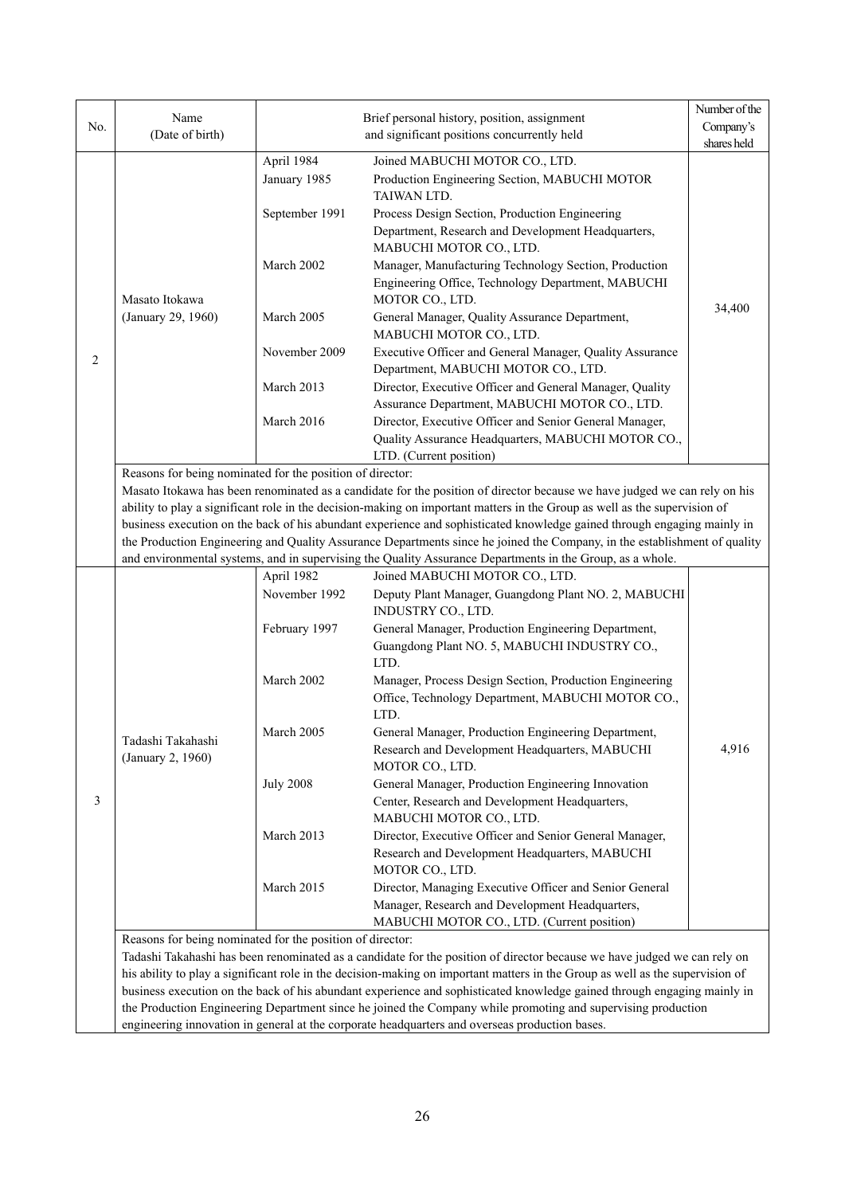| No. | Name (Date of birth) | Brief personal history, position, assignment and significant positions concurrently held | | Number of the Company's shares held |
|---|---|---|---|---|
| 2 | Masato Itokawa (January 29, 1960) | April 1984 | Joined MABUCHI MOTOR CO., LTD. | 34,400 |
| | | January 1985 | Production Engineering Section, MABUCHI MOTOR TAIWAN LTD. | |
| | | September 1991 | Process Design Section, Production Engineering Department, Research and Development Headquarters, MABUCHI MOTOR CO., LTD. | |
| | | March 2002 | Manager, Manufacturing Technology Section, Production Engineering Office, Technology Department, MABUCHI MOTOR CO., LTD. | |
| | | March 2005 | General Manager, Quality Assurance Department, MABUCHI MOTOR CO., LTD. | |
| | | November 2009 | Executive Officer and General Manager, Quality Assurance Department, MABUCHI MOTOR CO., LTD. | |
| | | March 2013 | Director, Executive Officer and General Manager, Quality Assurance Department, MABUCHI MOTOR CO., LTD. | |
| | | March 2016 | Director, Executive Officer and Senior General Manager, Quality Assurance Headquarters, MABUCHI MOTOR CO., LTD. (Current position) | |
| | Reasons for being nominated for the position of director: Masato Itokawa has been renominated as a candidate for the position of director because we have judged we can rely on his ability to play a significant role in the decision-making on important matters in the Group as well as the supervision of business execution on the back of his abundant experience and sophisticated knowledge gained through engaging mainly in the Production Engineering and Quality Assurance Departments since he joined the Company, in the establishment of quality and environmental systems, and in supervising the Quality Assurance Departments in the Group, as a whole. | | | |
| 3 | Tadashi Takahashi (January 2, 1960) | April 1982 | Joined MABUCHI MOTOR CO., LTD. | 4,916 |
| | | November 1992 | Deputy Plant Manager, Guangdong Plant NO. 2, MABUCHI INDUSTRY CO., LTD. | |
| | | February 1997 | General Manager, Production Engineering Department, Guangdong Plant NO. 5, MABUCHI INDUSTRY CO., LTD. | |
| | | March 2002 | Manager, Process Design Section, Production Engineering Office, Technology Department, MABUCHI MOTOR CO., LTD. | |
| | | March 2005 | General Manager, Production Engineering Department, Research and Development Headquarters, MABUCHI MOTOR CO., LTD. | |
| | | July 2008 | General Manager, Production Engineering Innovation Center, Research and Development Headquarters, MABUCHI MOTOR CO., LTD. | |
| | | March 2013 | Director, Executive Officer and Senior General Manager, Research and Development Headquarters, MABUCHI MOTOR CO., LTD. | |
| | | March 2015 | Director, Managing Executive Officer and Senior General Manager, Research and Development Headquarters, MABUCHI MOTOR CO., LTD. (Current position) | |
| | Reasons for being nominated for the position of director: Tadashi Takahashi has been renominated as a candidate for the position of director because we have judged we can rely on his ability to play a significant role in the decision-making on important matters in the Group as well as the supervision of business execution on the back of his abundant experience and sophisticated knowledge gained through engaging mainly in the Production Engineering Department since he joined the Company while promoting and supervising production engineering innovation in general at the corporate headquarters and overseas production bases. | | | |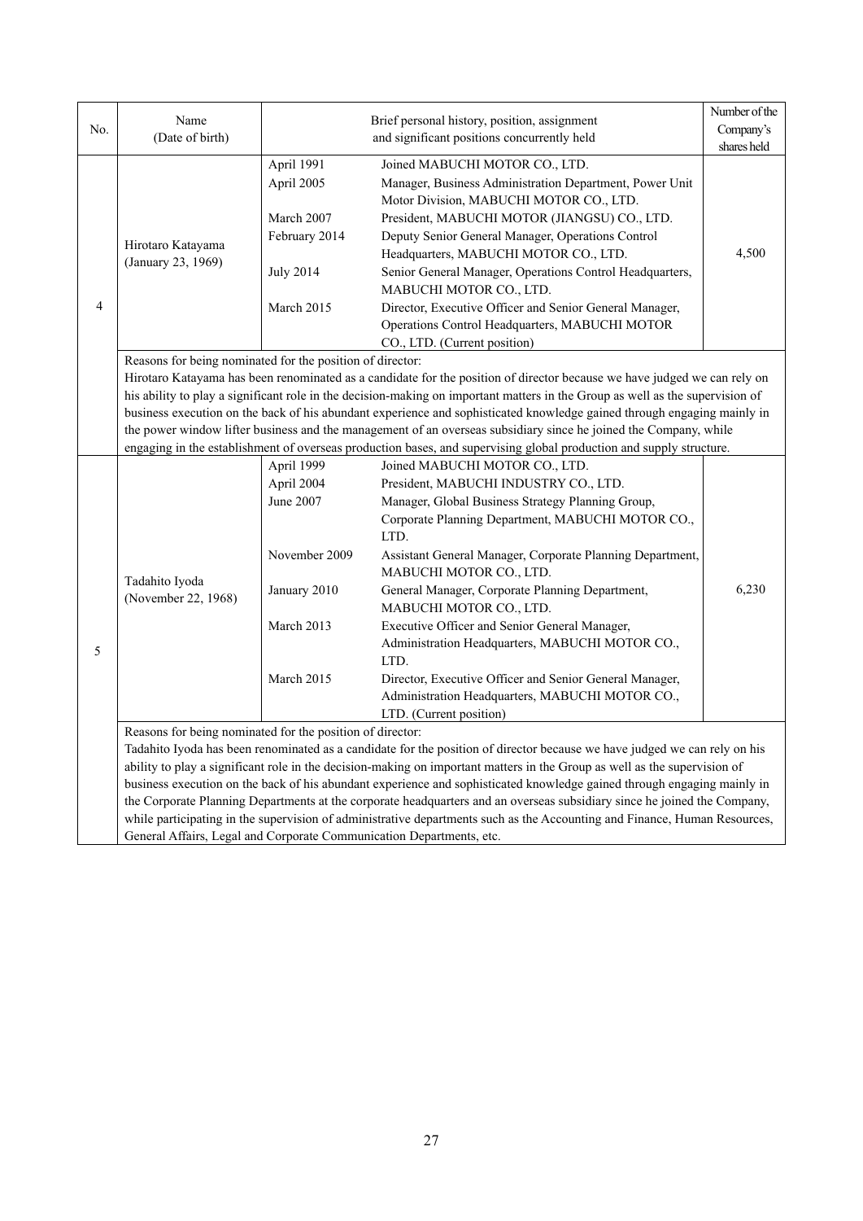| No. | Name (Date of birth) | Brief personal history, position, assignment and significant positions concurrently held | | Number of the Company's shares held |
|---|---|---|---|---|
| 4 | Hirotaro Katayama (January 23, 1969) | April 1991 | Joined MABUCHI MOTOR CO., LTD. | 4,500 |
| | | April 2005 | Manager, Business Administration Department, Power Unit Motor Division, MABUCHI MOTOR CO., LTD. | |
| | | March 2007 | President, MABUCHI MOTOR (JIANGSU) CO., LTD. | |
| | | February 2014 | Deputy Senior General Manager, Operations Control Headquarters, MABUCHI MOTOR CO., LTD. | |
| | | July 2014 | Senior General Manager, Operations Control Headquarters, MABUCHI MOTOR CO., LTD. | |
| | | March 2015 | Director, Executive Officer and Senior General Manager, Operations Control Headquarters, MABUCHI MOTOR CO., LTD. (Current position) | |
| | Reasons for being nominated for the position of director: Hirotaro Katayama has been renominated as a candidate for the position of director because we have judged we can rely on his ability to play a significant role in the decision-making on important matters in the Group as well as the supervision of business execution on the back of his abundant experience and sophisticated knowledge gained through engaging mainly in the power window lifter business and the management of an overseas subsidiary since he joined the Company, while engaging in the establishment of overseas production bases, and supervising global production and supply structure. | | | |
| 5 | Tadahito Iyoda (November 22, 1968) | April 1999 | Joined MABUCHI MOTOR CO., LTD. | 6,230 |
| | | April 2004 | President, MABUCHI INDUSTRY CO., LTD. | |
| | | June 2007 | Manager, Global Business Strategy Planning Group, Corporate Planning Department, MABUCHI MOTOR CO., LTD. | |
| | | November 2009 | Assistant General Manager, Corporate Planning Department, MABUCHI MOTOR CO., LTD. | |
| | | January 2010 | General Manager, Corporate Planning Department, MABUCHI MOTOR CO., LTD. | |
| | | March 2013 | Executive Officer and Senior General Manager, Administration Headquarters, MABUCHI MOTOR CO., LTD. | |
| | | March 2015 | Director, Executive Officer and Senior General Manager, Administration Headquarters, MABUCHI MOTOR CO., LTD. (Current position) | |
| | Reasons for being nominated for the position of director: Tadahito Iyoda has been renominated as a candidate for the position of director because we have judged we can rely on his ability to play a significant role in the decision-making on important matters in the Group as well as the supervision of business execution on the back of his abundant experience and sophisticated knowledge gained through engaging mainly in the Corporate Planning Departments at the corporate headquarters and an overseas subsidiary since he joined the Company, while participating in the supervision of administrative departments such as the Accounting and Finance, Human Resources, General Affairs, Legal and Corporate Communication Departments, etc. | | | |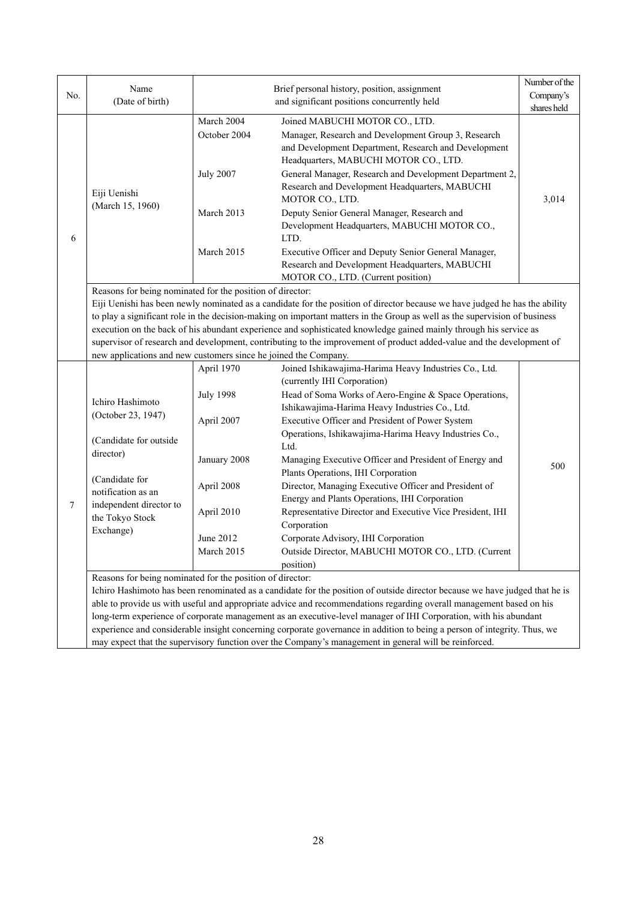| No. | Name (Date of birth) | Brief personal history, position, assignment and significant positions concurrently held | | Number of the Company's shares held |
|---|---|---|---|---|
| 6 | Eiji Uenishi (March 15, 1960) | March 2004 | Joined MABUCHI MOTOR CO., LTD. | 3,014 |
| | | October 2004 | Manager, Research and Development Group 3, Research and Development Department, Research and Development Headquarters, MABUCHI MOTOR CO., LTD. | |
| | | July 2007 | General Manager, Research and Development Department 2, Research and Development Headquarters, MABUCHI MOTOR CO., LTD. | |
| | | March 2013 | Deputy Senior General Manager, Research and Development Headquarters, MABUCHI MOTOR CO., LTD. | |
| | | March 2015 | Executive Officer and Deputy Senior General Manager, Research and Development Headquarters, MABUCHI MOTOR CO., LTD. (Current position) | |
| | Reasons for being nominated for the position of director: Eiji Uenishi has been newly nominated as a candidate for the position of director because we have judged he has the ability to play a significant role in the decision-making on important matters in the Group as well as the supervision of business execution on the back of his abundant experience and sophisticated knowledge gained mainly through his service as supervisor of research and development, contributing to the improvement of product added-value and the development of new applications and new customers since he joined the Company. | | | |
| 7 | Ichiro Hashimoto (October 23, 1947) (Candidate for outside director) (Candidate for notification as an independent director to the Tokyo Stock Exchange) | April 1970 | Joined Ishikawajima-Harima Heavy Industries Co., Ltd. (currently IHI Corporation) | 500 |
| | | July 1998 | Head of Soma Works of Aero-Engine & Space Operations, Ishikawajima-Harima Heavy Industries Co., Ltd. | |
| | | April 2007 | Executive Officer and President of Power System Operations, Ishikawajima-Harima Heavy Industries Co., Ltd. | |
| | | January 2008 | Managing Executive Officer and President of Energy and Plants Operations, IHI Corporation | |
| | | April 2008 | Director, Managing Executive Officer and President of Energy and Plants Operations, IHI Corporation | |
| | | April 2010 | Representative Director and Executive Vice President, IHI Corporation | |
| | | June 2012 | Corporate Advisory, IHI Corporation | |
| | | March 2015 | Outside Director, MABUCHI MOTOR CO., LTD. (Current position) | |
| | Reasons for being nominated for the position of director: Ichiro Hashimoto has been renominated as a candidate for the position of outside director because we have judged that he is able to provide us with useful and appropriate advice and recommendations regarding overall management based on his long-term experience of corporate management as an executive-level manager of IHI Corporation, with his abundant experience and considerable insight concerning corporate governance in addition to being a person of integrity. Thus, we may expect that the supervisory function over the Company's management in general will be reinforced. | | | |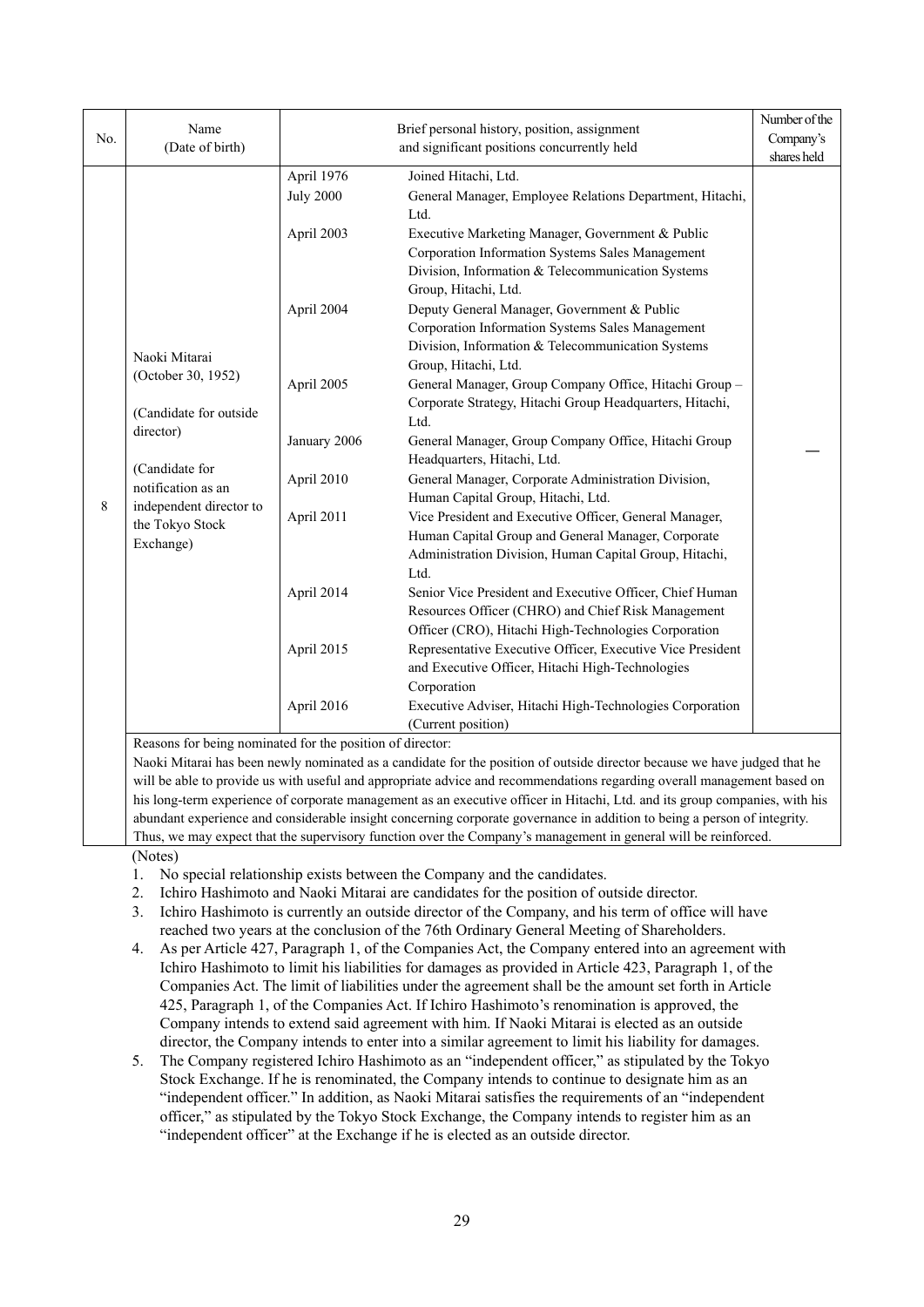| No. | Name (Date of birth) | Brief personal history, position, assignment and significant positions currently held | | Number of the Company's shares held |
|---|---|---|---|---|
| 8 | Naoki Mitarai (October 30, 1952) (Candidate for outside director) (Candidate for notification as an independent director to the Tokyo Stock Exchange) | April 1976 | Joined Hitachi, Ltd. | — |
| | | July 2000 | General Manager, Employee Relations Department, Hitachi, Ltd. | |
| | | April 2003 | Executive Marketing Manager, Government & Public Corporation Information Systems Sales Management Division, Information & Telecommunication Systems Group, Hitachi, Ltd. | |
| | | April 2004 | Deputy General Manager, Government & Public Corporation Information Systems Sales Management Division, Information & Telecommunication Systems Group, Hitachi, Ltd. | |
| | | April 2005 | General Manager, Group Company Office, Hitachi Group – Corporate Strategy, Hitachi Group Headquarters, Hitachi, Ltd. | |
| | | January 2006 | General Manager, Group Company Office, Hitachi Group Headquarters, Hitachi, Ltd. | |
| | | April 2010 | General Manager, Corporate Administration Division, Human Capital Group, Hitachi, Ltd. | |
| | | April 2011 | Vice President and Executive Officer, General Manager, Human Capital Group and General Manager, Corporate Administration Division, Human Capital Group, Hitachi, Ltd. | |
| | | April 2014 | Senior Vice President and Executive Officer, Chief Human Resources Officer (CHRO) and Chief Risk Management Officer (CRO), Hitachi High-Technologies Corporation | |
| | | April 2015 | Representative Executive Officer, Executive Vice President and Executive Officer, Hitachi High-Technologies Corporation | |
| | | April 2016 | Executive Adviser, Hitachi High-Technologies Corporation (Current position) | |
| | Reasons for being nominated for the position of director: Naoki Mitarai has been newly nominated as a candidate for the position of outside director because we have judged that he will be able to provide us with useful and appropriate advice and recommendations regarding overall management based on his long-term experience of corporate management as an executive officer in Hitachi, Ltd. and its group companies, with his abundant experience and considerable insight concerning corporate governance in addition to being a person of integrity. Thus, we may expect that the supervisory function over the Company's management in general will be reinforced. | | | |

(Notes)

1. No special relationship exists between the Company and the candidates.
2. Ichiro Hashimoto and Naoki Mitarai are candidates for the position of outside director.
3. Ichiro Hashimoto is currently an outside director of the Company, and his term of office will have reached two years at the conclusion of the 76th Ordinary General Meeting of Shareholders.
4. As per Article 427, Paragraph 1, of the Companies Act, the Company entered into an agreement with Ichiro Hashimoto to limit his liabilities for damages as provided in Article 423, Paragraph 1, of the Companies Act. The limit of liabilities under the agreement shall be the amount set forth in Article 425, Paragraph 1, of the Companies Act. If Ichiro Hashimoto's renomination is approved, the Company intends to extend said agreement with him. If Naoki Mitarai is elected as an outside director, the Company intends to enter into a similar agreement to limit his liability for damages.
5. The Company registered Ichiro Hashimoto as an "independent officer," as stipulated by the Tokyo Stock Exchange. If he is renominated, the Company intends to continue to designate him as an "independent officer." In addition, as Naoki Mitarai satisfies the requirements of an "independent officer," as stipulated by the Tokyo Stock Exchange, the Company intends to register him as an "independent officer" at the Exchange if he is elected as an outside director.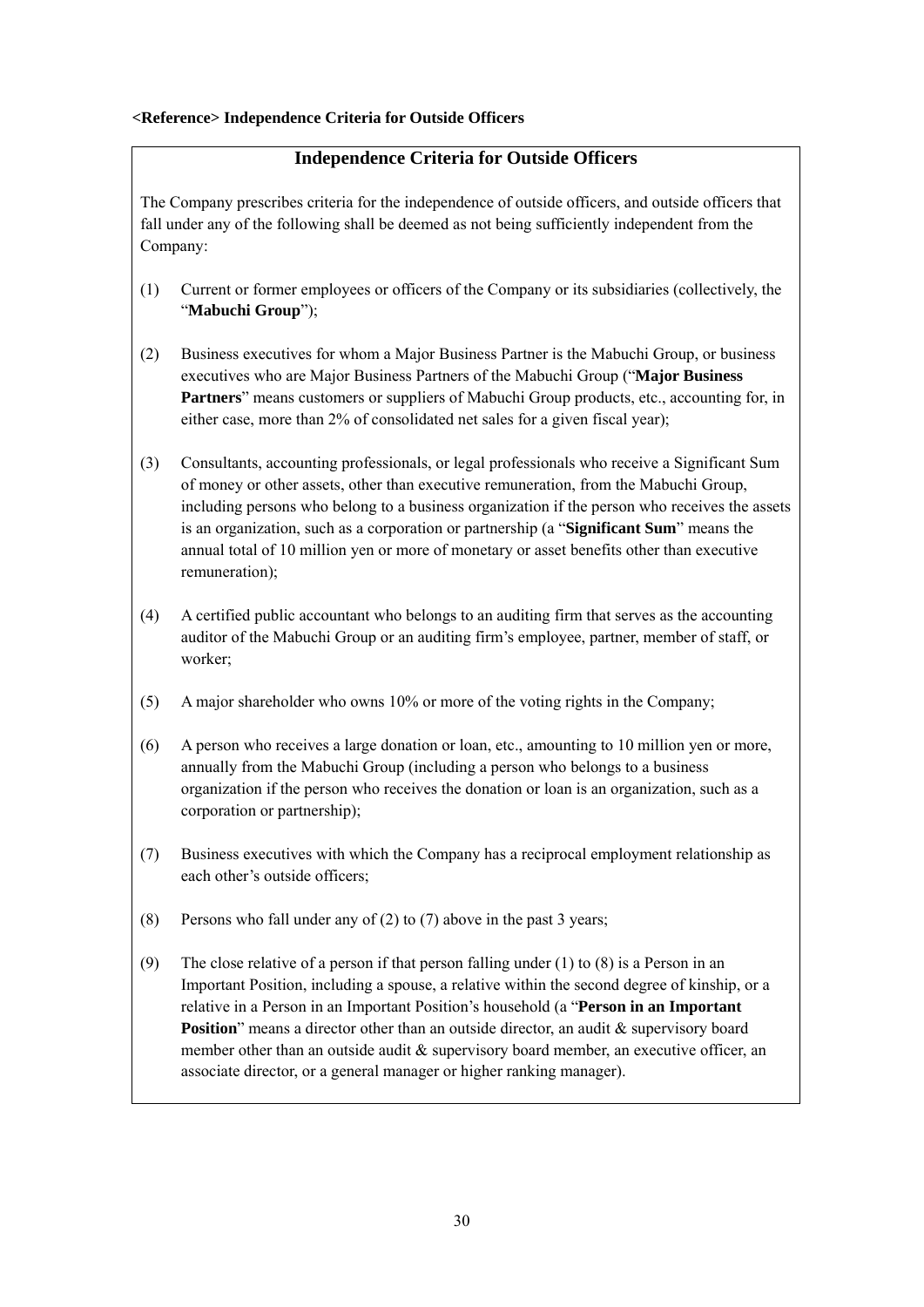**<Reference> Independence Criteria for Outside Officers**

## Independence Criteria for Outside Officers

The Company prescribes criteria for the independence of outside officers, and outside officers that fall under any of the following shall be deemed as not being sufficiently independent from the Company:

(1) Current or former employees or officers of the Company or its subsidiaries (collectively, the "**Mabuchi Group**");

(2) Business executives for whom a Major Business Partner is the Mabuchi Group, or business executives who are Major Business Partners of the Mabuchi Group ("**Major Business Partners**" means customers or suppliers of Mabuchi Group products, etc., accounting for, in either case, more than 2% of consolidated net sales for a given fiscal year);

(3) Consultants, accounting professionals, or legal professionals who receive a Significant Sum of money or other assets, other than executive remuneration, from the Mabuchi Group, including persons who belong to a business organization if the person who receives the assets is an organization, such as a corporation or partnership (a "**Significant Sum**" means the annual total of 10 million yen or more of monetary or asset benefits other than executive remuneration);

(4) A certified public accountant who belongs to an auditing firm that serves as the accounting auditor of the Mabuchi Group or an auditing firm's employee, partner, member of staff, or worker;

(5) A major shareholder who owns 10% or more of the voting rights in the Company;

(6) A person who receives a large donation or loan, etc., amounting to 10 million yen or more, annually from the Mabuchi Group (including a person who belongs to a business organization if the person who receives the donation or loan is an organization, such as a corporation or partnership);

(7) Business executives with which the Company has a reciprocal employment relationship as each other's outside officers;

(8) Persons who fall under any of (2) to (7) above in the past 3 years;

(9) The close relative of a person if that person falling under (1) to (8) is a Person in an Important Position, including a spouse, a relative within the second degree of kinship, or a relative in a Person in an Important Position's household (a "**Person in an Important Position**" means a director other than an outside director, an audit & supervisory board member other than an outside audit & supervisory board member, an executive officer, an associate director, or a general manager or higher ranking manager).